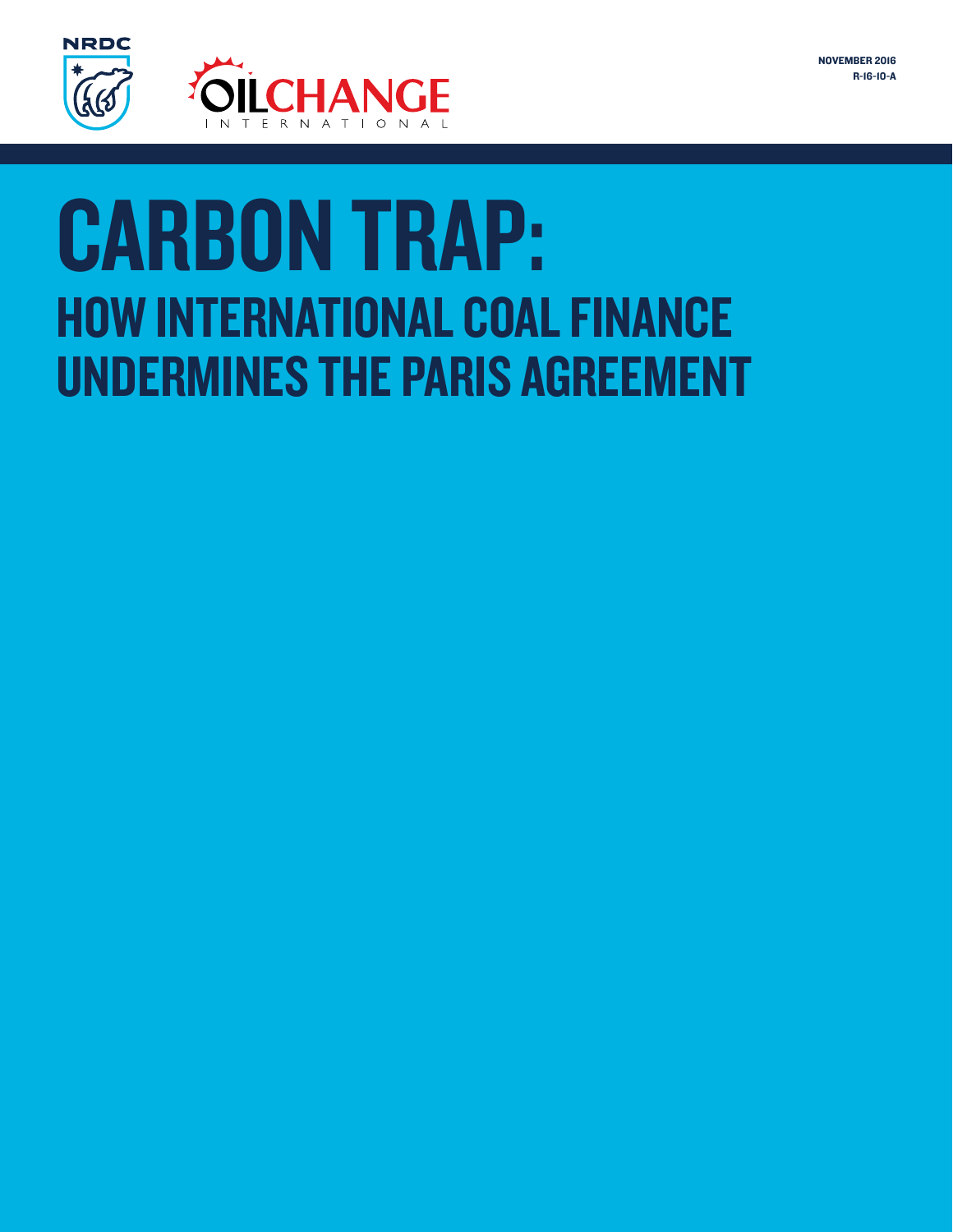NRDC

OILCHANGE INTERNATIONAL

NOVEMBER 2016
R-16-10-A

# CARBON TRAP:

## HOW INTERNATIONAL COAL FINANCE UNDERMINES THE PARIS AGREEMENT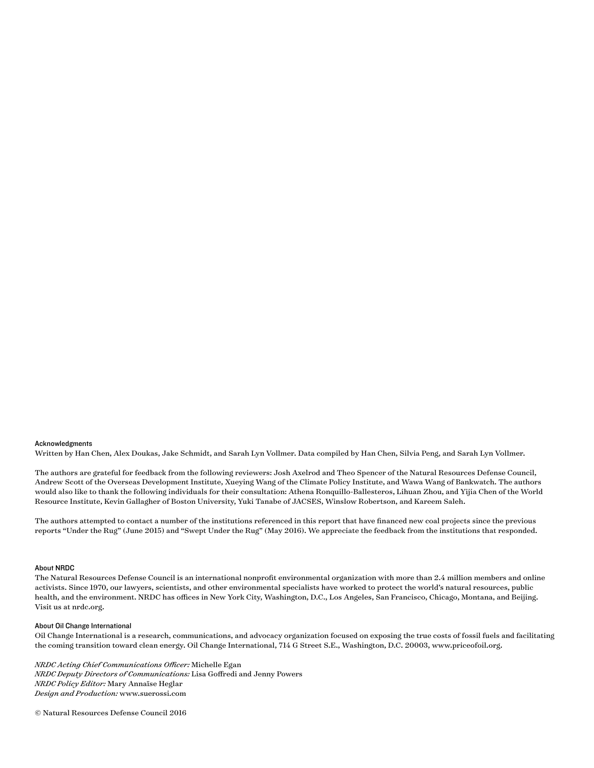### Acknowledgments

Written by Han Chen, Alex Doukas, Jake Schmidt, and Sarah Lyn Vollmer. Data compiled by Han Chen, Silvia Peng, and Sarah Lyn Vollmer.

The authors are grateful for feedback from the following reviewers: Josh Axelrod and Theo Spencer of the Natural Resources Defense Council, Andrew Scott of the Overseas Development Institute, Xueying Wang of the Climate Policy Institute, and Wawa Wang of Bankwatch. The authors would also like to thank the following individuals for their consultation: Athena Ronquillo-Ballesteros, Lihuan Zhou, and Yijia Chen of the World Resource Institute, Kevin Gallagher of Boston University, Yuki Tanabe of JACSES, Winslow Robertson, and Kareem Saleh.

The authors attempted to contact a number of the institutions referenced in this report that have financed new coal projects since the previous reports "Under the Rug" (June 2015) and "Swept Under the Rug" (May 2016). We appreciate the feedback from the institutions that responded.

### About NRDC

The Natural Resources Defense Council is an international nonprofit environmental organization with more than 2.4 million members and online activists. Since 1970, our lawyers, scientists, and other environmental specialists have worked to protect the world's natural resources, public health, and the environment. NRDC has offices in New York City, Washington, D.C., Los Angeles, San Francisco, Chicago, Montana, and Beijing. Visit us at nrdc.org.

### About Oil Change International

Oil Change International is a research, communications, and advocacy organization focused on exposing the true costs of fossil fuels and facilitating the coming transition toward clean energy. Oil Change International, 714 G Street S.E., Washington, D.C. 20003, www.priceofoil.org.

*NRDC Acting Chief Communications Officer:* Michelle Egan
*NRDC Deputy Directors of Communications:* Lisa Goffredi and Jenny Powers
*NRDC Policy Editor:* Mary Annaïse Heglar
*Design and Production:* www.suerossi.com

© Natural Resources Defense Council 2016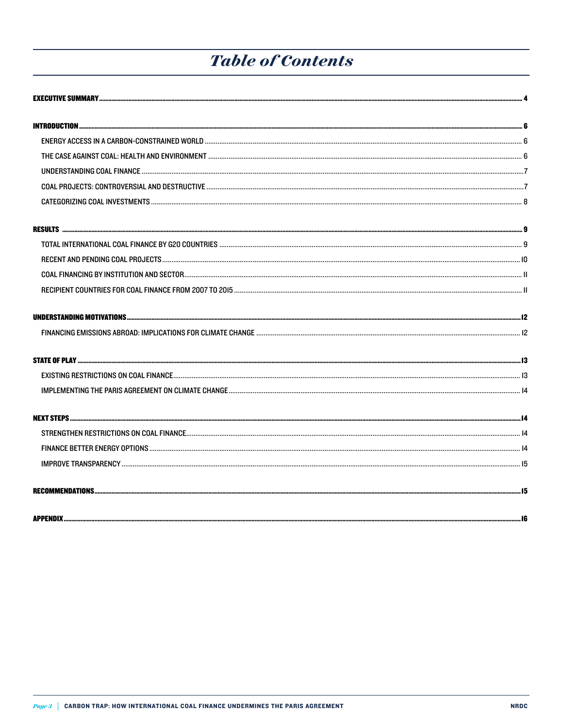# Table of Contents

**EXECUTIVE SUMMARY** ..... 4

**INTRODUCTION** ..... 6

- ENERGY ACCESS IN A CARBON-CONSTRAINED WORLD ..... 6
- THE CASE AGAINST COAL: HEALTH AND ENVIRONMENT ..... 6
- UNDERSTANDING COAL FINANCE ..... 7
- COAL PROJECTS: CONTROVERSIAL AND DESTRUCTIVE ..... 7
- CATEGORIZING COAL INVESTMENTS ..... 8

**RESULTS** ..... 9

- TOTAL INTERNATIONAL COAL FINANCE BY G20 COUNTRIES ..... 9
- RECENT AND PENDING COAL PROJECTS ..... 10
- COAL FINANCING BY INSTITUTION AND SECTOR ..... 11
- RECIPIENT COUNTRIES FOR COAL FINANCE FROM 2007 TO 2015 ..... 11

**UNDERSTANDING MOTIVATIONS** ..... 12

- FINANCING EMISSIONS ABROAD: IMPLICATIONS FOR CLIMATE CHANGE ..... 12

**STATE OF PLAY** ..... 13

- EXISTING RESTRICTIONS ON COAL FINANCE ..... 13
- IMPLEMENTING THE PARIS AGREEMENT ON CLIMATE CHANGE ..... 14

**NEXT STEPS** ..... 14

- STRENGTHEN RESTRICTIONS ON COAL FINANCE ..... 14
- FINANCE BETTER ENERGY OPTIONS ..... 14
- IMPROVE TRANSPARENCY ..... 15

**RECOMMENDATIONS** ..... 15

**APPENDIX** ..... 16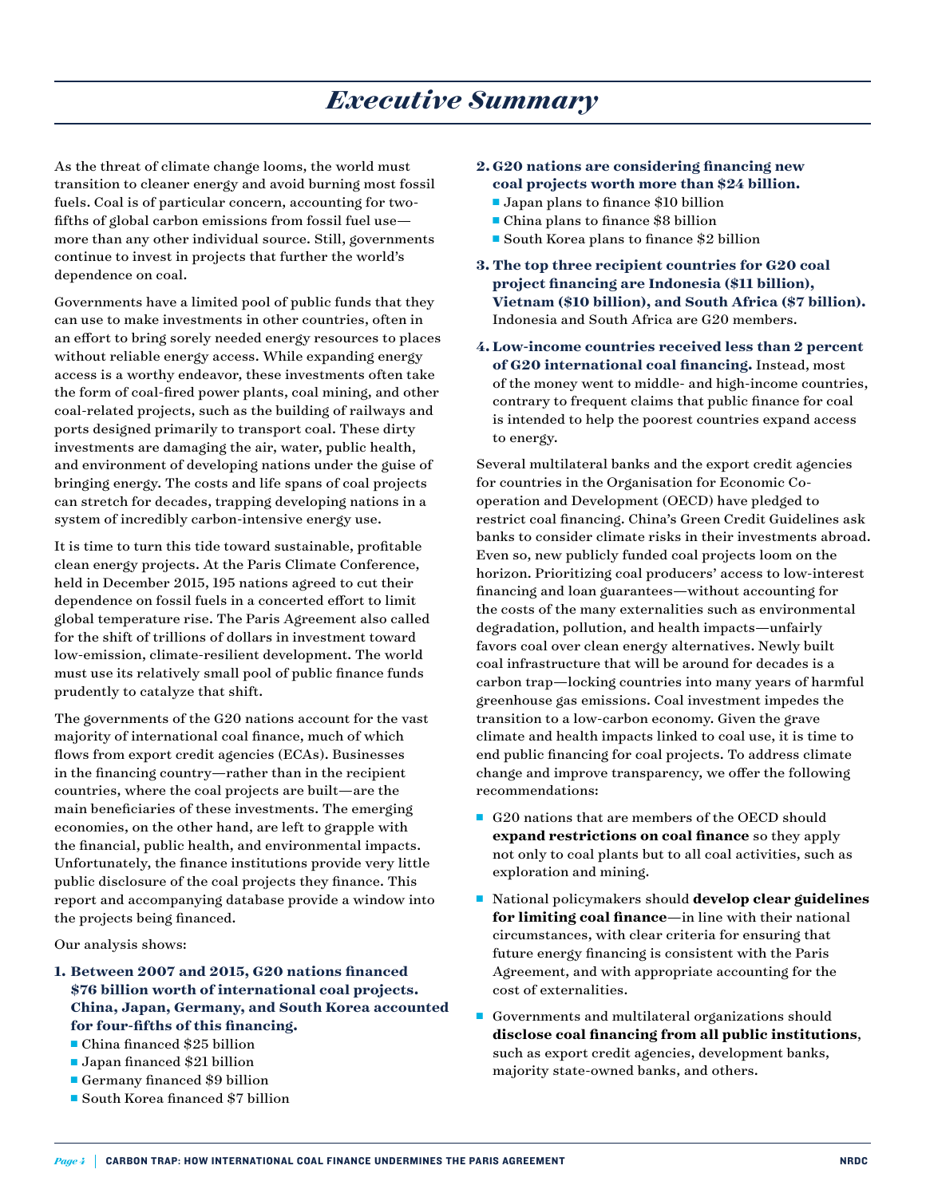# *Executive Summary*

As the threat of climate change looms, the world must transition to cleaner energy and avoid burning most fossil fuels. Coal is of particular concern, accounting for two-fifths of global carbon emissions from fossil fuel use—more than any other individual source. Still, governments continue to invest in projects that further the world's dependence on coal.

Governments have a limited pool of public funds that they can use to make investments in other countries, often in an effort to bring sorely needed energy resources to places without reliable energy access. While expanding energy access is a worthy endeavor, these investments often take the form of coal-fired power plants, coal mining, and other coal-related projects, such as the building of railways and ports designed primarily to transport coal. These dirty investments are damaging the air, water, public health, and environment of developing nations under the guise of bringing energy. The costs and life spans of coal projects can stretch for decades, trapping developing nations in a system of incredibly carbon-intensive energy use.

It is time to turn this tide toward sustainable, profitable clean energy projects. At the Paris Climate Conference, held in December 2015, 195 nations agreed to cut their dependence on fossil fuels in a concerted effort to limit global temperature rise. The Paris Agreement also called for the shift of trillions of dollars in investment toward low-emission, climate-resilient development. The world must use its relatively small pool of public finance funds prudently to catalyze that shift.

The governments of the G20 nations account for the vast majority of international coal finance, much of which flows from export credit agencies (ECAs). Businesses in the financing country—rather than in the recipient countries, where the coal projects are built—are the main beneficiaries of these investments. The emerging economies, on the other hand, are left to grapple with the financial, public health, and environmental impacts. Unfortunately, the finance institutions provide very little public disclosure of the coal projects they finance. This report and accompanying database provide a window into the projects being financed.

Our analysis shows:

1. **Between 2007 and 2015, G20 nations financed $76 billion worth of international coal projects. China, Japan, Germany, and South Korea accounted for four-fifths of this financing.**
   - China financed $25 billion
   - Japan financed $21 billion
   - Germany financed $9 billion
   - South Korea financed $7 billion
2. **G20 nations are considering financing new coal projects worth more than $24 billion.**
   - Japan plans to finance $10 billion
   - China plans to finance $8 billion
   - South Korea plans to finance $2 billion
3. **The top three recipient countries for G20 coal project financing are Indonesia ($11 billion), Vietnam ($10 billion), and South Africa ($7 billion).** Indonesia and South Africa are G20 members.
4. **Low-income countries received less than 2 percent of G20 international coal financing.** Instead, most of the money went to middle- and high-income countries, contrary to frequent claims that public finance for coal is intended to help the poorest countries expand access to energy.

Several multilateral banks and the export credit agencies for countries in the Organisation for Economic Co-operation and Development (OECD) have pledged to restrict coal financing. China's Green Credit Guidelines ask banks to consider climate risks in their investments abroad. Even so, new publicly funded coal projects loom on the horizon. Prioritizing coal producers' access to low-interest financing and loan guarantees—without accounting for the costs of the many externalities such as environmental degradation, pollution, and health impacts—unfairly favors coal over clean energy alternatives. Newly built coal infrastructure that will be around for decades is a carbon trap—locking countries into many years of harmful greenhouse gas emissions. Coal investment impedes the transition to a low-carbon economy. Given the grave climate and health impacts linked to coal use, it is time to end public financing for coal projects. To address climate change and improve transparency, we offer the following recommendations:

- G20 nations that are members of the OECD should **expand restrictions on coal finance** so they apply not only to coal plants but to all coal activities, such as exploration and mining.
- National policymakers should **develop clear guidelines for limiting coal finance**—in line with their national circumstances, with clear criteria for ensuring that future energy financing is consistent with the Paris Agreement, and with appropriate accounting for the cost of externalities.
- Governments and multilateral organizations should **disclose coal financing from all public institutions**, such as export credit agencies, development banks, majority state-owned banks, and others.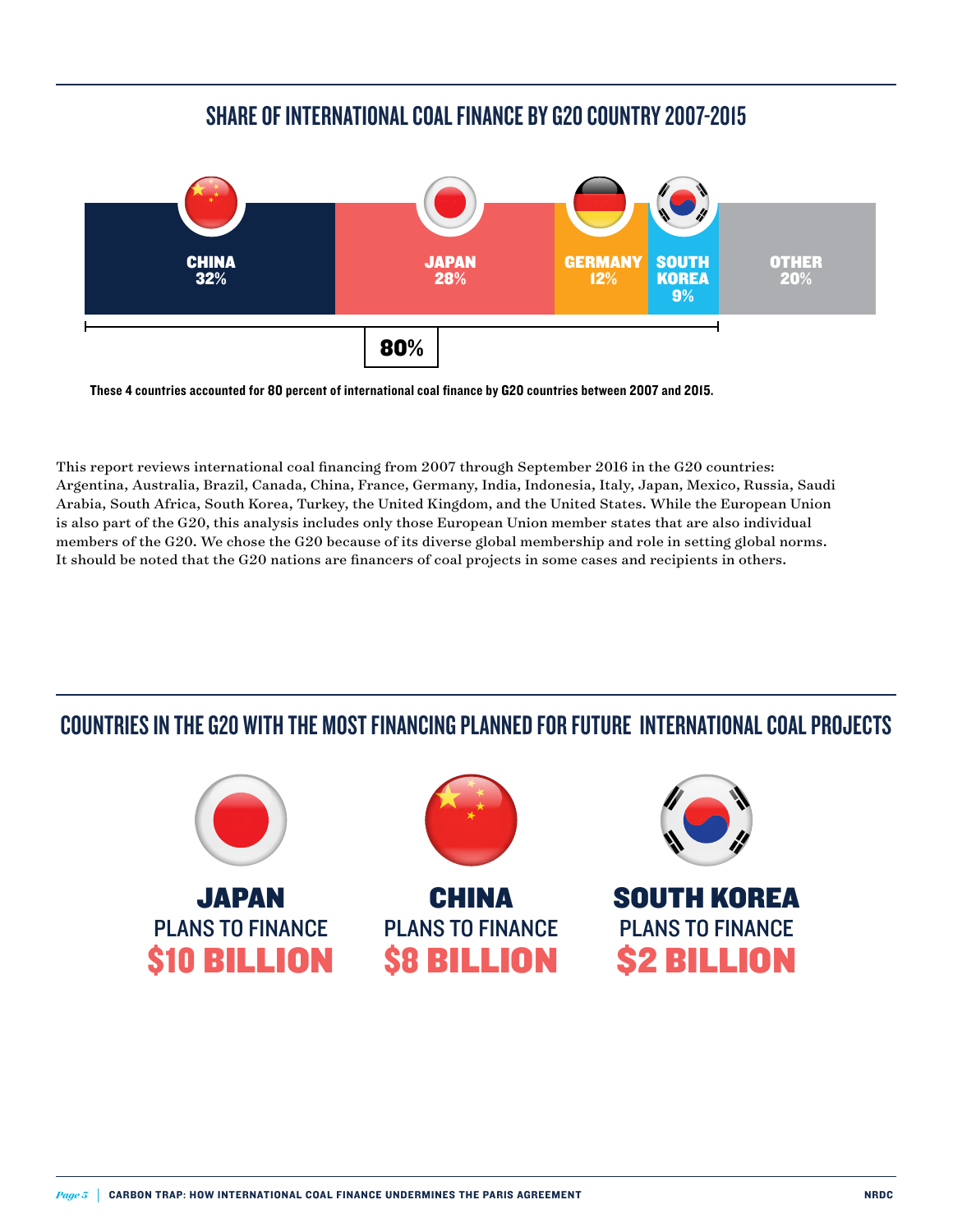## SHARE OF INTERNATIONAL COAL FINANCE BY G20 COUNTRY 2007-2015

| CHINA | JAPAN | GERMANY | SOUTH KOREA | OTHER |
|---|---|---|---|---|
| 32% | 28% | 12% | 9% | 20% |

**80%**

**These 4 countries accounted for 80 percent of international coal finance by G20 countries between 2007 and 2015.**

This report reviews international coal financing from 2007 through September 2016 in the G20 countries: Argentina, Australia, Brazil, Canada, China, France, Germany, India, Indonesia, Italy, Japan, Mexico, Russia, Saudi Arabia, South Africa, South Korea, Turkey, the United Kingdom, and the United States. While the European Union is also part of the G20, this analysis includes only those European Union member states that are also individual members of the G20. We chose the G20 because of its diverse global membership and role in setting global norms. It should be noted that the G20 nations are financers of coal projects in some cases and recipients in others.

## COUNTRIES IN THE G20 WITH THE MOST FINANCING PLANNED FOR FUTURE INTERNATIONAL COAL PROJECTS

**JAPAN**
PLANS TO FINANCE
**$10 BILLION**

**CHINA**
PLANS TO FINANCE
**$8 BILLION**

**SOUTH KOREA**
PLANS TO FINANCE
**$2 BILLION**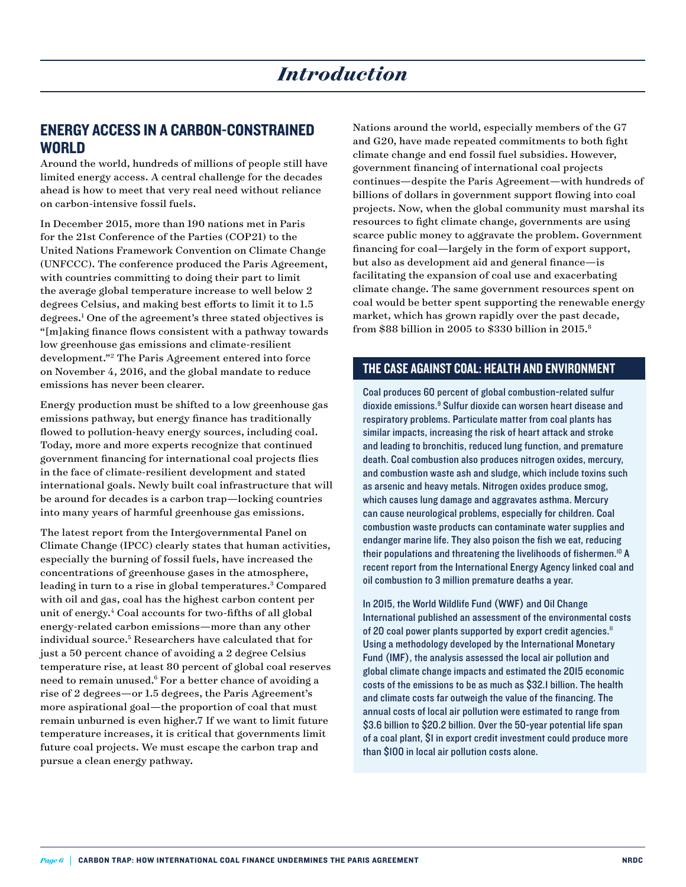# Introduction

## ENERGY ACCESS IN A CARBON-CONSTRAINED WORLD

Around the world, hundreds of millions of people still have limited energy access. A central challenge for the decades ahead is how to meet that very real need without reliance on carbon-intensive fossil fuels.

In December 2015, more than 190 nations met in Paris for the 21st Conference of the Parties (COP21) to the United Nations Framework Convention on Climate Change (UNFCCC). The conference produced the Paris Agreement, with countries committing to doing their part to limit the average global temperature increase to well below 2 degrees Celsius, and making best efforts to limit it to 1.5 degrees.[1] One of the agreement's three stated objectives is "[m]aking finance flows consistent with a pathway towards low greenhouse gas emissions and climate-resilient development."[2] The Paris Agreement entered into force on November 4, 2016, and the global mandate to reduce emissions has never been clearer.

Energy production must be shifted to a low greenhouse gas emissions pathway, but energy finance has traditionally flowed to pollution-heavy energy sources, including coal. Today, more and more experts recognize that continued government financing for international coal projects flies in the face of climate-resilient development and stated international goals. Newly built coal infrastructure that will be around for decades is a carbon trap—locking countries into many years of harmful greenhouse gas emissions.

The latest report from the Intergovernmental Panel on Climate Change (IPCC) clearly states that human activities, especially the burning of fossil fuels, have increased the concentrations of greenhouse gases in the atmosphere, leading in turn to a rise in global temperatures.[3] Compared with oil and gas, coal has the highest carbon content per unit of energy.[4] Coal accounts for two-fifths of all global energy-related carbon emissions—more than any other individual source.[5] Researchers have calculated that for just a 50 percent chance of avoiding a 2 degree Celsius temperature rise, at least 80 percent of global coal reserves need to remain unused.[6] For a better chance of avoiding a rise of 2 degrees—or 1.5 degrees, the Paris Agreement's more aspirational goal—the proportion of coal that must remain unburned is even higher.7 If we want to limit future temperature increases, it is critical that governments limit future coal projects. We must escape the carbon trap and pursue a clean energy pathway.

Nations around the world, especially members of the G7 and G20, have made repeated commitments to both fight climate change and end fossil fuel subsidies. However, government financing of international coal projects continues—despite the Paris Agreement—with hundreds of billions of dollars in government support flowing into coal projects. Now, when the global community must marshal its resources to fight climate change, governments are using scarce public money to aggravate the problem. Government financing for coal—largely in the form of export support, but also as development aid and general finance—is facilitating the expansion of coal use and exacerbating climate change. The same government resources spent on coal would be better spent supporting the renewable energy market, which has grown rapidly over the past decade, from \$88 billion in 2005 to \$330 billion in 2015.[8]

## THE CASE AGAINST COAL: HEALTH AND ENVIRONMENT

Coal produces 60 percent of global combustion-related sulfur dioxide emissions.[9] Sulfur dioxide can worsen heart disease and respiratory problems. Particulate matter from coal plants has similar impacts, increasing the risk of heart attack and stroke and leading to bronchitis, reduced lung function, and premature death. Coal combustion also produces nitrogen oxides, mercury, and combustion waste ash and sludge, which include toxins such as arsenic and heavy metals. Nitrogen oxides produce smog, which causes lung damage and aggravates asthma. Mercury can cause neurological problems, especially for children. Coal combustion waste products can contaminate water supplies and endanger marine life. They also poison the fish we eat, reducing their populations and threatening the livelihoods of fishermen.[10] A recent report from the International Energy Agency linked coal and oil combustion to 3 million premature deaths a year.

In 2015, the World Wildlife Fund (WWF) and Oil Change International published an assessment of the environmental costs of 20 coal power plants supported by export credit agencies.[11] Using a methodology developed by the International Monetary Fund (IMF), the analysis assessed the local air pollution and global climate change impacts and estimated the 2015 economic costs of the emissions to be as much as \$32.1 billion. The health and climate costs far outweigh the value of the financing. The annual costs of local air pollution were estimated to range from \$3.6 billion to \$20.2 billion. Over the 50-year potential life span of a coal plant, \$1 in export credit investment could produce more than \$100 in local air pollution costs alone.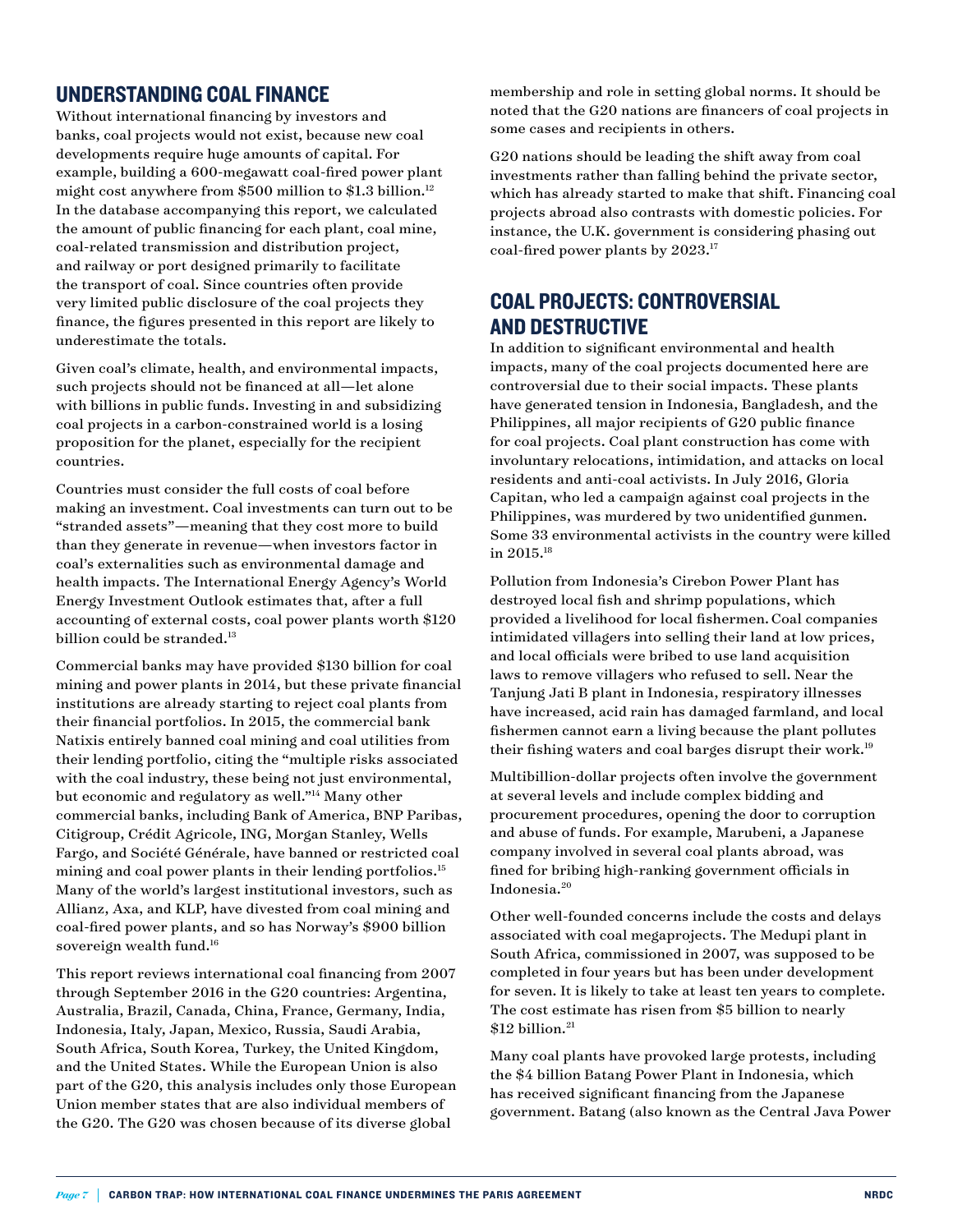## UNDERSTANDING COAL FINANCE

Without international financing by investors and banks, coal projects would not exist, because new coal developments require huge amounts of capital. For example, building a 600-megawatt coal-fired power plant might cost anywhere from $500 million to $1.3 billion.[12] In the database accompanying this report, we calculated the amount of public financing for each plant, coal mine, coal-related transmission and distribution project, and railway or port designed primarily to facilitate the transport of coal. Since countries often provide very limited public disclosure of the coal projects they finance, the figures presented in this report are likely to underestimate the totals.

Given coal's climate, health, and environmental impacts, such projects should not be financed at all—let alone with billions in public funds. Investing in and subsidizing coal projects in a carbon-constrained world is a losing proposition for the planet, especially for the recipient countries.

Countries must consider the full costs of coal before making an investment. Coal investments can turn out to be "stranded assets"—meaning that they cost more to build than they generate in revenue—when investors factor in coal's externalities such as environmental damage and health impacts. The International Energy Agency's World Energy Investment Outlook estimates that, after a full accounting of external costs, coal power plants worth $120 billion could be stranded.[13]

Commercial banks may have provided $130 billion for coal mining and power plants in 2014, but these private financial institutions are already starting to reject coal plants from their financial portfolios. In 2015, the commercial bank Natixis entirely banned coal mining and coal utilities from their lending portfolio, citing the "multiple risks associated with the coal industry, these being not just environmental, but economic and regulatory as well."[14] Many other commercial banks, including Bank of America, BNP Paribas, Citigroup, Crédit Agricole, ING, Morgan Stanley, Wells Fargo, and Société Générale, have banned or restricted coal mining and coal power plants in their lending portfolios.[15] Many of the world's largest institutional investors, such as Allianz, Axa, and KLP, have divested from coal mining and coal-fired power plants, and so has Norway's $900 billion sovereign wealth fund.[16]

This report reviews international coal financing from 2007 through September 2016 in the G20 countries: Argentina, Australia, Brazil, Canada, China, France, Germany, India, Indonesia, Italy, Japan, Mexico, Russia, Saudi Arabia, South Africa, South Korea, Turkey, the United Kingdom, and the United States. While the European Union is also part of the G20, this analysis includes only those European Union member states that are also individual members of the G20. The G20 was chosen because of its diverse global membership and role in setting global norms. It should be noted that the G20 nations are financers of coal projects in some cases and recipients in others.

G20 nations should be leading the shift away from coal investments rather than falling behind the private sector, which has already started to make that shift. Financing coal projects abroad also contrasts with domestic policies. For instance, the U.K. government is considering phasing out coal-fired power plants by 2023.[17]

## COAL PROJECTS: CONTROVERSIAL AND DESTRUCTIVE

In addition to significant environmental and health impacts, many of the coal projects documented here are controversial due to their social impacts. These plants have generated tension in Indonesia, Bangladesh, and the Philippines, all major recipients of G20 public finance for coal projects. Coal plant construction has come with involuntary relocations, intimidation, and attacks on local residents and anti-coal activists. In July 2016, Gloria Capitan, who led a campaign against coal projects in the Philippines, was murdered by two unidentified gunmen. Some 33 environmental activists in the country were killed in 2015.[18]

Pollution from Indonesia's Cirebon Power Plant has destroyed local fish and shrimp populations, which provided a livelihood for local fishermen. Coal companies intimidated villagers into selling their land at low prices, and local officials were bribed to use land acquisition laws to remove villagers who refused to sell. Near the Tanjung Jati B plant in Indonesia, respiratory illnesses have increased, acid rain has damaged farmland, and local fishermen cannot earn a living because the plant pollutes their fishing waters and coal barges disrupt their work.[19]

Multibillion-dollar projects often involve the government at several levels and include complex bidding and procurement procedures, opening the door to corruption and abuse of funds. For example, Marubeni, a Japanese company involved in several coal plants abroad, was fined for bribing high-ranking government officials in Indonesia.[20]

Other well-founded concerns include the costs and delays associated with coal megaprojects. The Medupi plant in South Africa, commissioned in 2007, was supposed to be completed in four years but has been under development for seven. It is likely to take at least ten years to complete. The cost estimate has risen from $5 billion to nearly $12 billion.[21]

Many coal plants have provoked large protests, including the $4 billion Batang Power Plant in Indonesia, which has received significant financing from the Japanese government. Batang (also known as the Central Java Power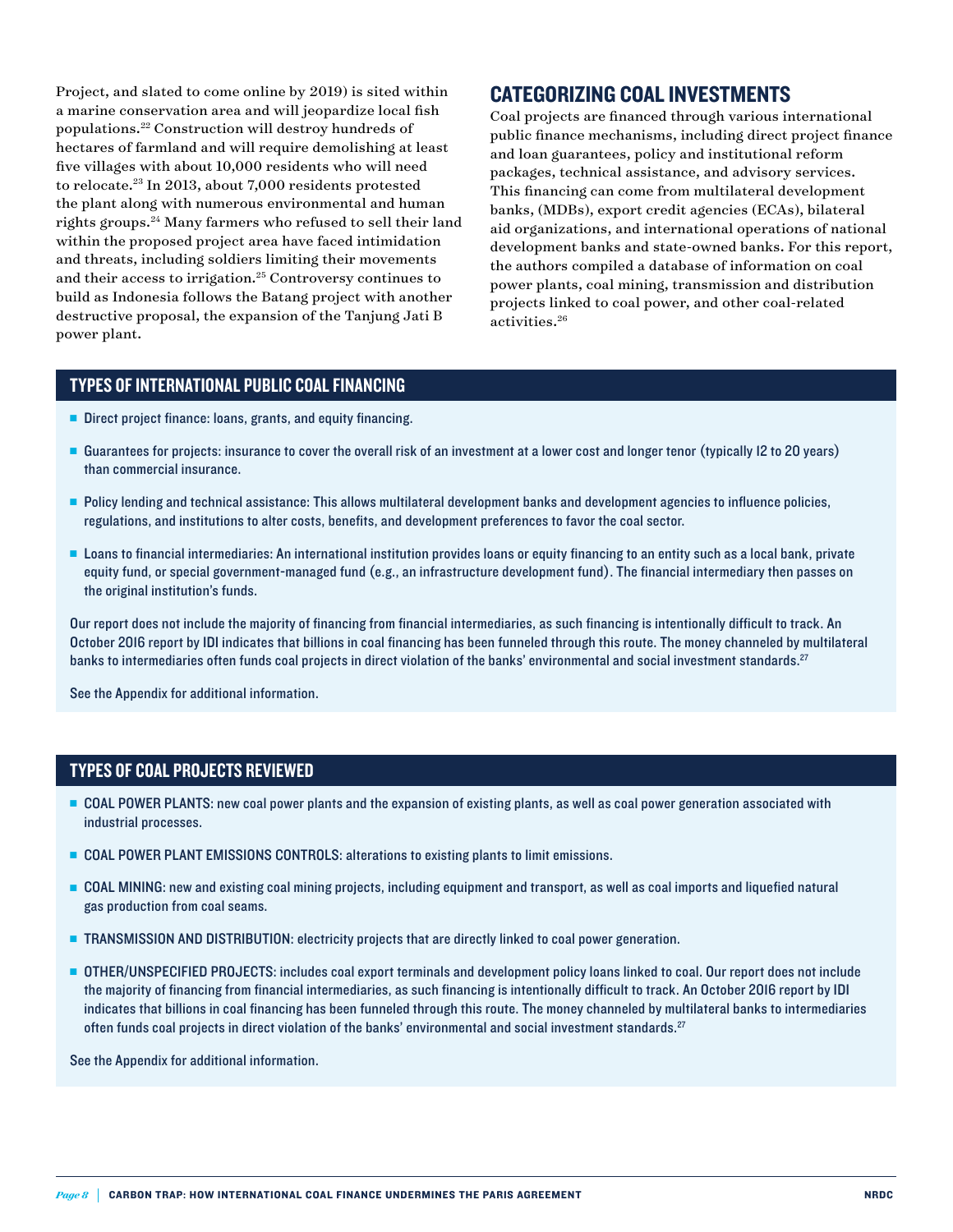Project, and slated to come online by 2019) is sited within a marine conservation area and will jeopardize local fish populations.[22] Construction will destroy hundreds of hectares of farmland and will require demolishing at least five villages with about 10,000 residents who will need to relocate.[23] In 2013, about 7,000 residents protested the plant along with numerous environmental and human rights groups.[24] Many farmers who refused to sell their land within the proposed project area have faced intimidation and threats, including soldiers limiting their movements and their access to irrigation.[25] Controversy continues to build as Indonesia follows the Batang project with another destructive proposal, the expansion of the Tanjung Jati B power plant.

## CATEGORIZING COAL INVESTMENTS

Coal projects are financed through various international public finance mechanisms, including direct project finance and loan guarantees, policy and institutional reform packages, technical assistance, and advisory services. This financing can come from multilateral development banks, (MDBs), export credit agencies (ECAs), bilateral aid organizations, and international operations of national development banks and state-owned banks. For this report, the authors compiled a database of information on coal power plants, coal mining, transmission and distribution projects linked to coal power, and other coal-related activities.[26]

### TYPES OF INTERNATIONAL PUBLIC COAL FINANCING

- Direct project finance: loans, grants, and equity financing.
- Guarantees for projects: insurance to cover the overall risk of an investment at a lower cost and longer tenor (typically 12 to 20 years) than commercial insurance.
- Policy lending and technical assistance: This allows multilateral development banks and development agencies to influence policies, regulations, and institutions to alter costs, benefits, and development preferences to favor the coal sector.
- Loans to financial intermediaries: An international institution provides loans or equity financing to an entity such as a local bank, private equity fund, or special government-managed fund (e.g., an infrastructure development fund). The financial intermediary then passes on the original institution's funds.

Our report does not include the majority of financing from financial intermediaries, as such financing is intentionally difficult to track. An October 2016 report by IDI indicates that billions in coal financing has been funneled through this route. The money channeled by multilateral banks to intermediaries often funds coal projects in direct violation of the banks' environmental and social investment standards.[27]

See the Appendix for additional information.

### TYPES OF COAL PROJECTS REVIEWED

- COAL POWER PLANTS: new coal power plants and the expansion of existing plants, as well as coal power generation associated with industrial processes.
- COAL POWER PLANT EMISSIONS CONTROLS: alterations to existing plants to limit emissions.
- COAL MINING: new and existing coal mining projects, including equipment and transport, as well as coal imports and liquefied natural gas production from coal seams.
- TRANSMISSION AND DISTRIBUTION: electricity projects that are directly linked to coal power generation.
- OTHER/UNSPECIFIED PROJECTS: includes coal export terminals and development policy loans linked to coal. Our report does not include the majority of financing from financial intermediaries, as such financing is intentionally difficult to track. An October 2016 report by IDI indicates that billions in coal financing has been funneled through this route. The money channeled by multilateral banks to intermediaries often funds coal projects in direct violation of the banks' environmental and social investment standards.[27]

See the Appendix for additional information.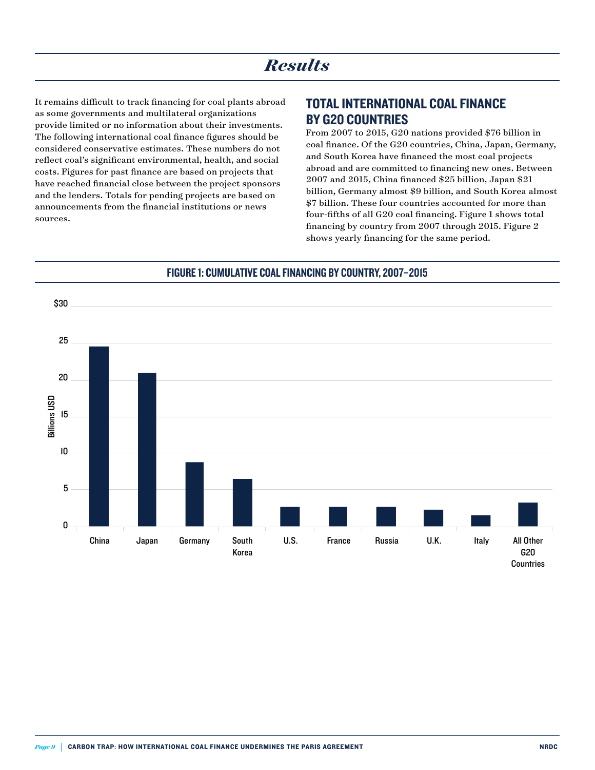# *Results*

It remains difficult to track financing for coal plants abroad as some governments and multilateral organizations provide limited or no information about their investments. The following international coal finance figures should be considered conservative estimates. These numbers do not reflect coal's significant environmental, health, and social costs. Figures for past finance are based on projects that have reached financial close between the project sponsors and the lenders. Totals for pending projects are based on announcements from the financial institutions or news sources.

## TOTAL INTERNATIONAL COAL FINANCE BY G20 COUNTRIES

From 2007 to 2015, G20 nations provided $76 billion in coal finance. Of the G20 countries, China, Japan, Germany, and South Korea have financed the most coal projects abroad and are committed to financing new ones. Between 2007 and 2015, China financed $25 billion, Japan $21 billion, Germany almost $9 billion, and South Korea almost $7 billion. These four countries accounted for more than four-fifths of all G20 coal financing. Figure 1 shows total financing by country from 2007 through 2015. Figure 2 shows yearly financing for the same period.

### FIGURE 1: CUMULATIVE COAL FINANCING BY COUNTRY, 2007–2015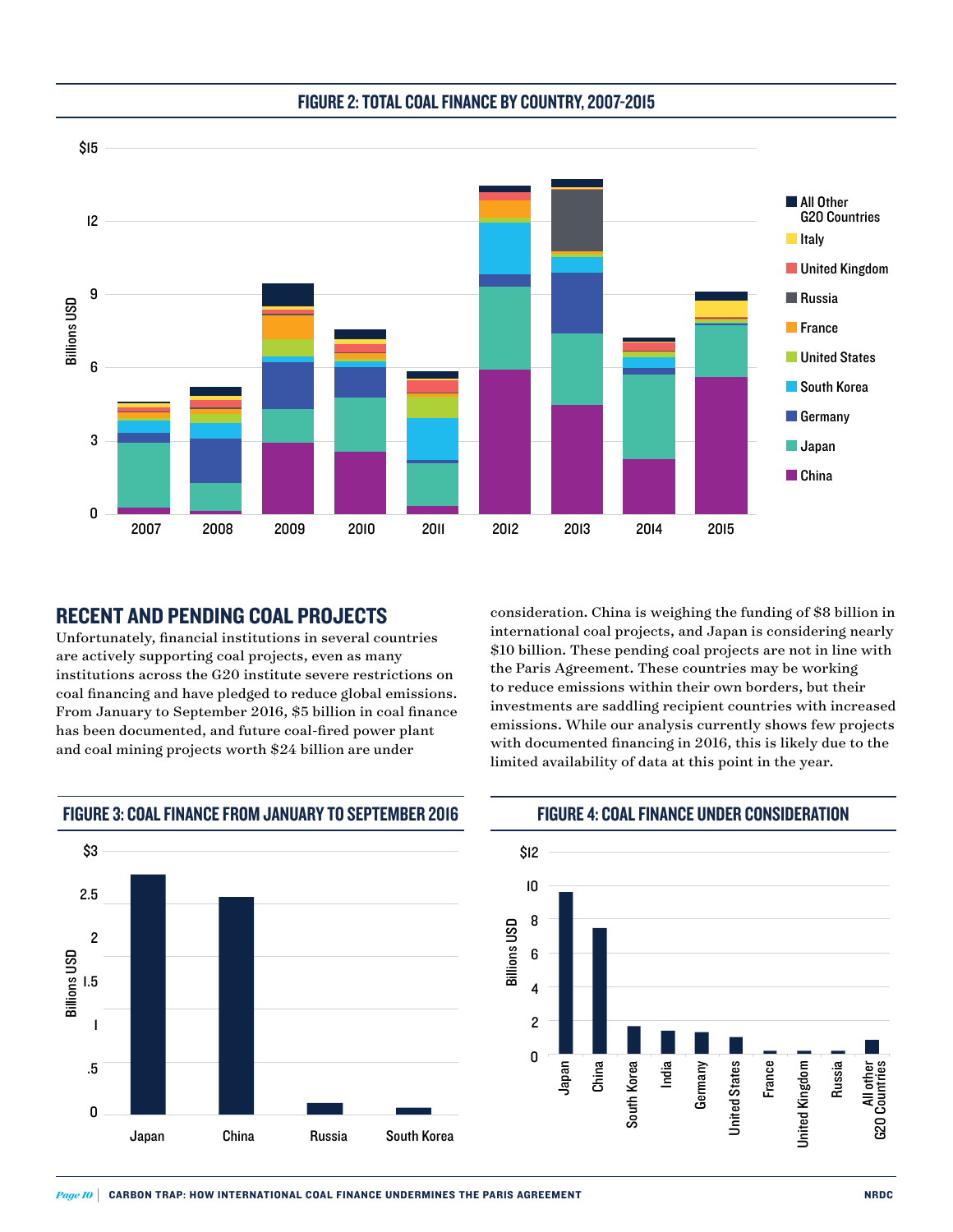## FIGURE 2: TOTAL COAL FINANCE BY COUNTRY, 2007-2015

## RECENT AND PENDING COAL PROJECTS

Unfortunately, financial institutions in several countries are actively supporting coal projects, even as many institutions across the G20 institute severe restrictions on coal financing and have pledged to reduce global emissions. From January to September 2016, $5 billion in coal finance has been documented, and future coal-fired power plant and coal mining projects worth $24 billion are under consideration. China is weighing the funding of $8 billion in international coal projects, and Japan is considering nearly $10 billion. These pending coal projects are not in line with the Paris Agreement. These countries may be working to reduce emissions within their own borders, but their investments are saddling recipient countries with increased emissions. While our analysis currently shows few projects with documented financing in 2016, this is likely due to the limited availability of data at this point in the year.

## FIGURE 3: COAL FINANCE FROM JANUARY TO SEPTEMBER 2016

## FIGURE 4: COAL FINANCE UNDER CONSIDERATION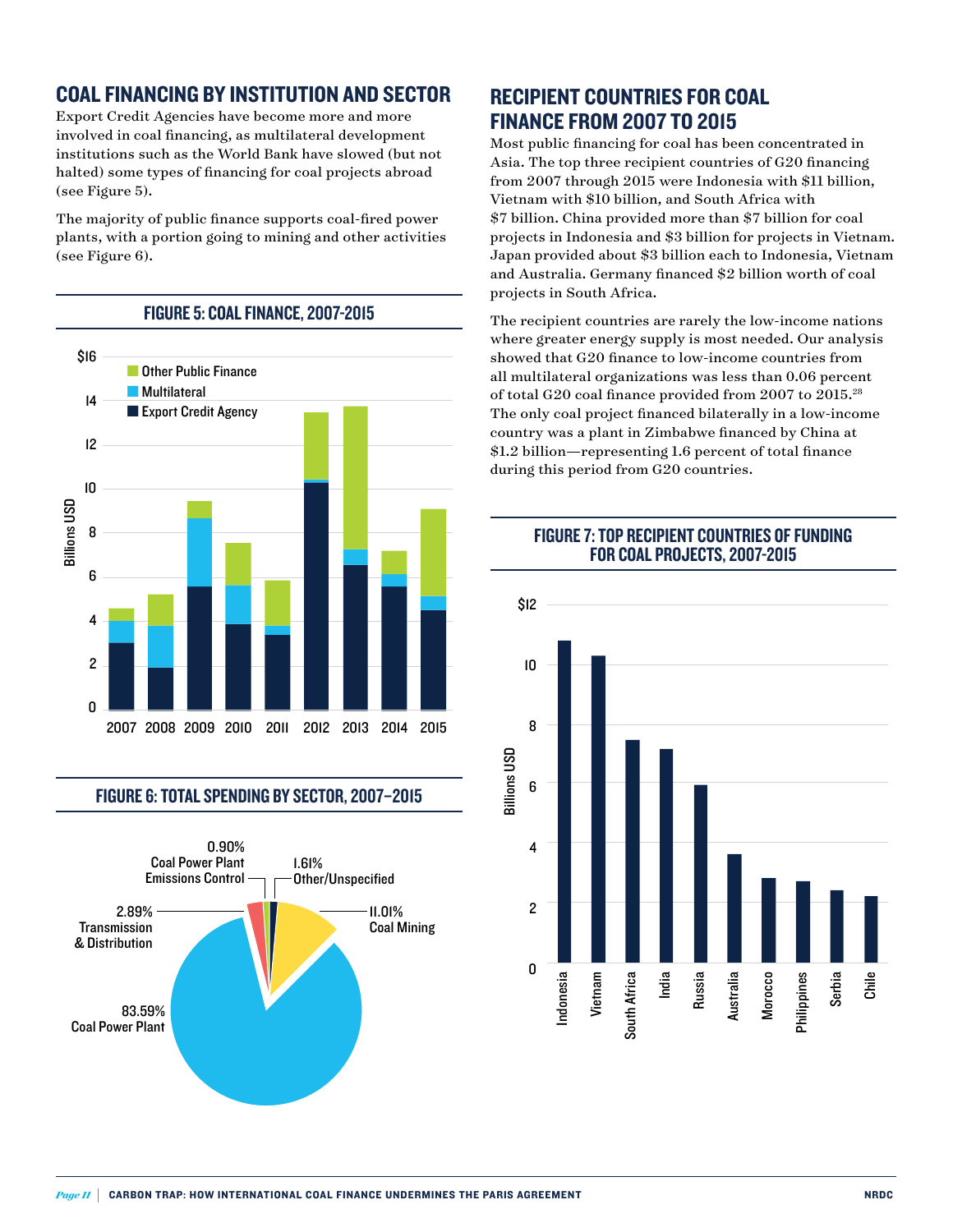## COAL FINANCING BY INSTITUTION AND SECTOR

Export Credit Agencies have become more and more involved in coal financing, as multilateral development institutions such as the World Bank have slowed (but not halted) some types of financing for coal projects abroad (see Figure 5).

The majority of public finance supports coal-fired power plants, with a portion going to mining and other activities (see Figure 6).

### FIGURE 5: COAL FINANCE, 2007-2015

### FIGURE 6: TOTAL SPENDING BY SECTOR, 2007–2015

## RECIPIENT COUNTRIES FOR COAL FINANCE FROM 2007 TO 2015

Most public financing for coal has been concentrated in Asia. The top three recipient countries of G20 financing from 2007 through 2015 were Indonesia with $11 billion, Vietnam with $10 billion, and South Africa with $7 billion. China provided more than $7 billion for coal projects in Indonesia and $3 billion for projects in Vietnam. Japan provided about $3 billion each to Indonesia, Vietnam and Australia. Germany financed $2 billion worth of coal projects in South Africa.

The recipient countries are rarely the low-income nations where greater energy supply is most needed. Our analysis showed that G20 finance to low-income countries from all multilateral organizations was less than 0.06 percent of total G20 coal finance provided from 2007 to 2015.[28] The only coal project financed bilaterally in a low-income country was a plant in Zimbabwe financed by China at $1.2 billion—representing 1.6 percent of total finance during this period from G20 countries.

### FIGURE 7: TOP RECIPIENT COUNTRIES OF FUNDING FOR COAL PROJECTS, 2007-2015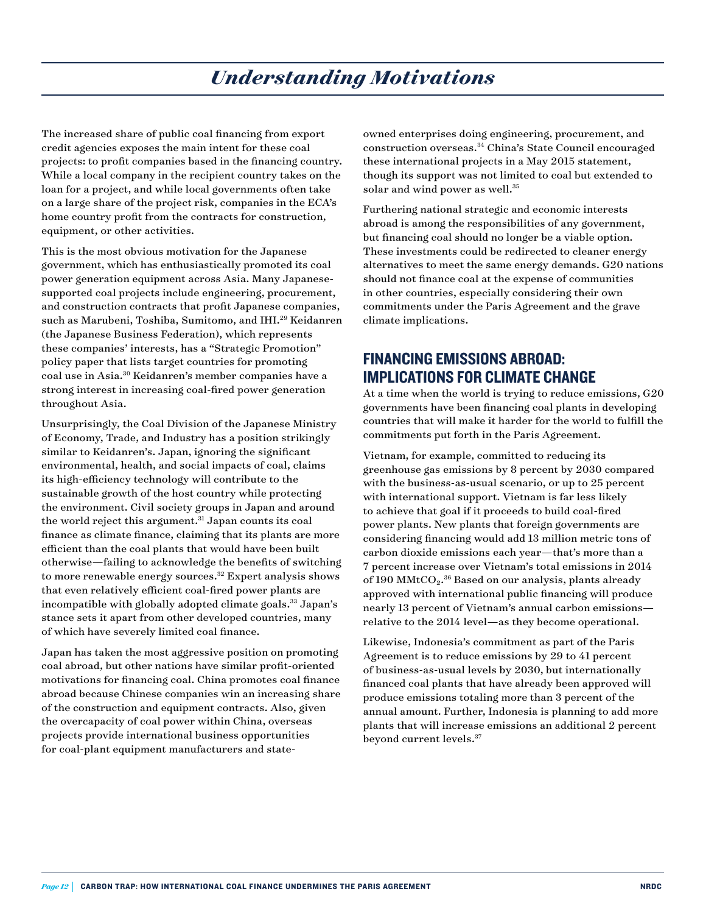# *Understanding Motivations*

The increased share of public coal financing from export credit agencies exposes the main intent for these coal projects: to profit companies based in the financing country. While a local company in the recipient country takes on the loan for a project, and while local governments often take on a large share of the project risk, companies in the ECA's home country profit from the contracts for construction, equipment, or other activities.

This is the most obvious motivation for the Japanese government, which has enthusiastically promoted its coal power generation equipment across Asia. Many Japanese-supported coal projects include engineering, procurement, and construction contracts that profit Japanese companies, such as Marubeni, Toshiba, Sumitomo, and IHI.[29] Keidanren (the Japanese Business Federation), which represents these companies' interests, has a "Strategic Promotion" policy paper that lists target countries for promoting coal use in Asia.[30] Keidanren's member companies have a strong interest in increasing coal-fired power generation throughout Asia.

Unsurprisingly, the Coal Division of the Japanese Ministry of Economy, Trade, and Industry has a position strikingly similar to Keidanren's. Japan, ignoring the significant environmental, health, and social impacts of coal, claims its high-efficiency technology will contribute to the sustainable growth of the host country while protecting the environment. Civil society groups in Japan and around the world reject this argument.[31] Japan counts its coal finance as climate finance, claiming that its plants are more efficient than the coal plants that would have been built otherwise—failing to acknowledge the benefits of switching to more renewable energy sources.[32] Expert analysis shows that even relatively efficient coal-fired power plants are incompatible with globally adopted climate goals.[33] Japan's stance sets it apart from other developed countries, many of which have severely limited coal finance.

Japan has taken the most aggressive position on promoting coal abroad, but other nations have similar profit-oriented motivations for financing coal. China promotes coal finance abroad because Chinese companies win an increasing share of the construction and equipment contracts. Also, given the overcapacity of coal power within China, overseas projects provide international business opportunities for coal-plant equipment manufacturers and state-owned enterprises doing engineering, procurement, and construction overseas.[34] China's State Council encouraged these international projects in a May 2015 statement, though its support was not limited to coal but extended to solar and wind power as well.[35]

Furthering national strategic and economic interests abroad is among the responsibilities of any government, but financing coal should no longer be a viable option. These investments could be redirected to cleaner energy alternatives to meet the same energy demands. G20 nations should not finance coal at the expense of communities in other countries, especially considering their own commitments under the Paris Agreement and the grave climate implications.

## FINANCING EMISSIONS ABROAD: IMPLICATIONS FOR CLIMATE CHANGE

At a time when the world is trying to reduce emissions, G20 governments have been financing coal plants in developing countries that will make it harder for the world to fulfill the commitments put forth in the Paris Agreement.

Vietnam, for example, committed to reducing its greenhouse gas emissions by 8 percent by 2030 compared with the business-as-usual scenario, or up to 25 percent with international support. Vietnam is far less likely to achieve that goal if it proceeds to build coal-fired power plants. New plants that foreign governments are considering financing would add 13 million metric tons of carbon dioxide emissions each year—that's more than a 7 percent increase over Vietnam's total emissions in 2014 of 190 $MMtCO_2$.[36] Based on our analysis, plants already approved with international public financing will produce nearly 13 percent of Vietnam's annual carbon emissions—relative to the 2014 level—as they become operational.

Likewise, Indonesia's commitment as part of the Paris Agreement is to reduce emissions by 29 to 41 percent of business-as-usual levels by 2030, but internationally financed coal plants that have already been approved will produce emissions totaling more than 3 percent of the annual amount. Further, Indonesia is planning to add more plants that will increase emissions an additional 2 percent beyond current levels.[37]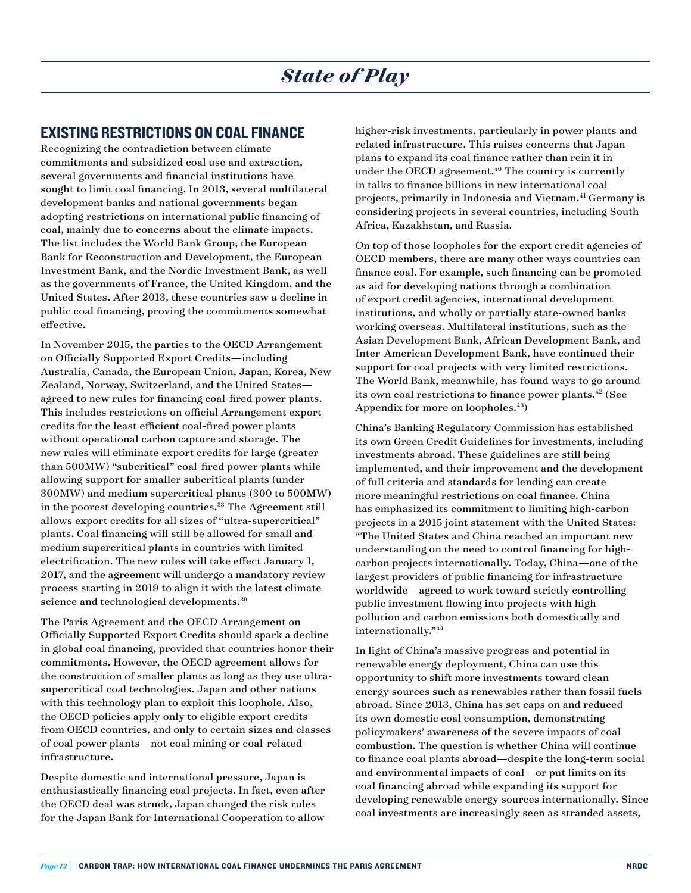# State of Play

## EXISTING RESTRICTIONS ON COAL FINANCE

Recognizing the contradiction between climate commitments and subsidized coal use and extraction, several governments and financial institutions have sought to limit coal financing. In 2013, several multilateral development banks and national governments began adopting restrictions on international public financing of coal, mainly due to concerns about the climate impacts. The list includes the World Bank Group, the European Bank for Reconstruction and Development, the European Investment Bank, and the Nordic Investment Bank, as well as the governments of France, the United Kingdom, and the United States. After 2013, these countries saw a decline in public coal financing, proving the commitments somewhat effective.

In November 2015, the parties to the OECD Arrangement on Officially Supported Export Credits—including Australia, Canada, the European Union, Japan, Korea, New Zealand, Norway, Switzerland, and the United States—agreed to new rules for financing coal-fired power plants. This includes restrictions on official Arrangement export credits for the least efficient coal-fired power plants without operational carbon capture and storage. The new rules will eliminate export credits for large (greater than 500MW) "subcritical" coal-fired power plants while allowing support for smaller subcritical plants (under 300MW) and medium supercritical plants (300 to 500MW) in the poorest developing countries.[38] The Agreement still allows export credits for all sizes of "ultra-supercritical" plants. Coal financing will still be allowed for small and medium supercritical plants in countries with limited electrification. The new rules will take effect January 1, 2017, and the agreement will undergo a mandatory review process starting in 2019 to align it with the latest climate science and technological developments.[39]

The Paris Agreement and the OECD Arrangement on Officially Supported Export Credits should spark a decline in global coal financing, provided that countries honor their commitments. However, the OECD agreement allows for the construction of smaller plants as long as they use ultra-supercritical coal technologies. Japan and other nations with this technology plan to exploit this loophole. Also, the OECD policies apply only to eligible export credits from OECD countries, and only to certain sizes and classes of coal power plants—not coal mining or coal-related infrastructure.

Despite domestic and international pressure, Japan is enthusiastically financing coal projects. In fact, even after the OECD deal was struck, Japan changed the risk rules for the Japan Bank for International Cooperation to allow higher-risk investments, particularly in power plants and related infrastructure. This raises concerns that Japan plans to expand its coal finance rather than rein it in under the OECD agreement.[40] The country is currently in talks to finance billions in new international coal projects, primarily in Indonesia and Vietnam.[41] Germany is considering projects in several countries, including South Africa, Kazakhstan, and Russia.

On top of those loopholes for the export credit agencies of OECD members, there are many other ways countries can finance coal. For example, such financing can be promoted as aid for developing nations through a combination of export credit agencies, international development institutions, and wholly or partially state-owned banks working overseas. Multilateral institutions, such as the Asian Development Bank, African Development Bank, and Inter-American Development Bank, have continued their support for coal projects with very limited restrictions. The World Bank, meanwhile, has found ways to go around its own coal restrictions to finance power plants.[42] (See Appendix for more on loopholes.[43])

China's Banking Regulatory Commission has established its own Green Credit Guidelines for investments, including investments abroad. These guidelines are still being implemented, and their improvement and the development of full criteria and standards for lending can create more meaningful restrictions on coal finance. China has emphasized its commitment to limiting high-carbon projects in a 2015 joint statement with the United States: "The United States and China reached an important new understanding on the need to control financing for high-carbon projects internationally. Today, China—one of the largest providers of public financing for infrastructure worldwide—agreed to work toward strictly controlling public investment flowing into projects with high pollution and carbon emissions both domestically and internationally."[44]

In light of China's massive progress and potential in renewable energy deployment, China can use this opportunity to shift more investments toward clean energy sources such as renewables rather than fossil fuels abroad. Since 2013, China has set caps on and reduced its own domestic coal consumption, demonstrating policymakers' awareness of the severe impacts of coal combustion. The question is whether China will continue to finance coal plants abroad—despite the long-term social and environmental impacts of coal—or put limits on its coal financing abroad while expanding its support for developing renewable energy sources internationally. Since coal investments are increasingly seen as stranded assets,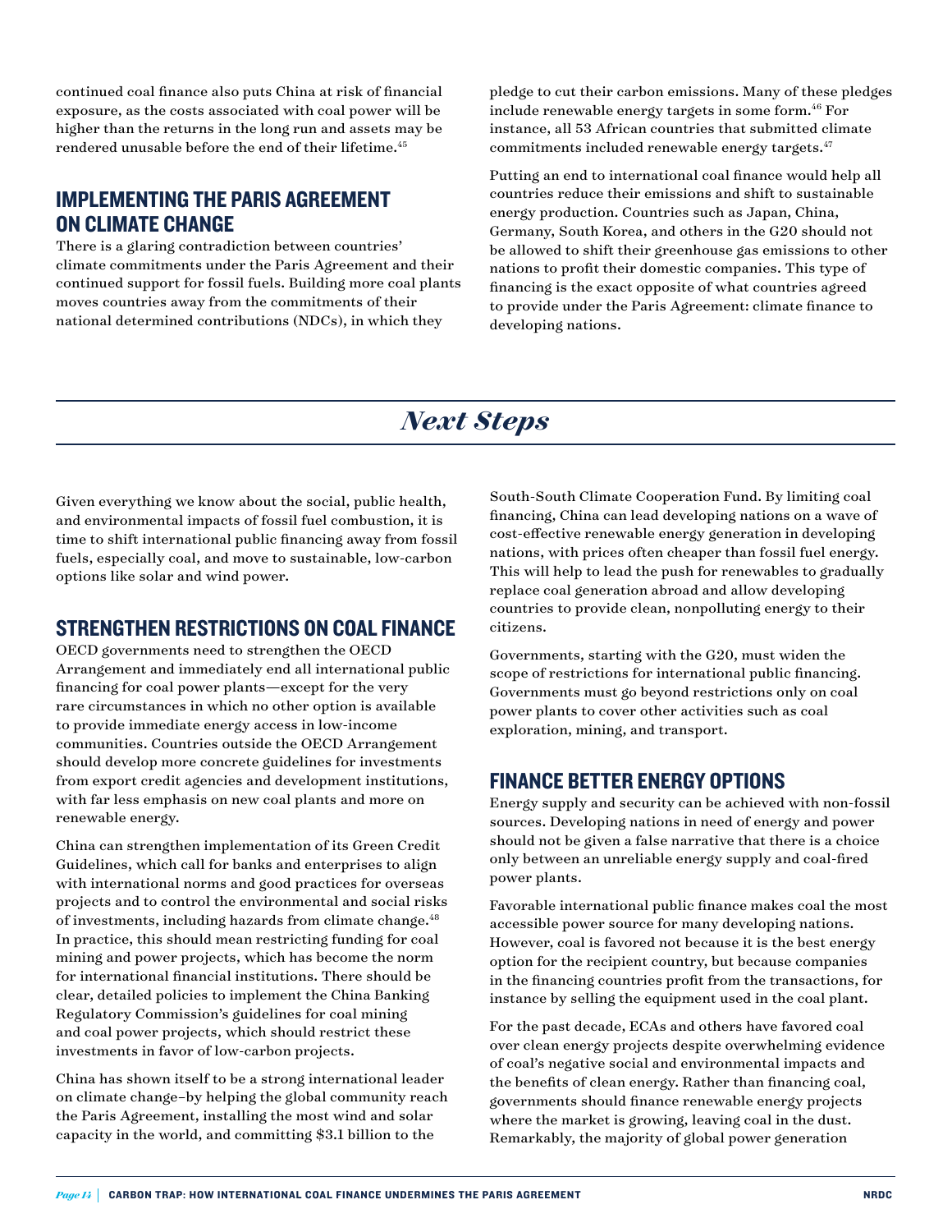continued coal finance also puts China at risk of financial exposure, as the costs associated with coal power will be higher than the returns in the long run and assets may be rendered unusable before the end of their lifetime.[45]

## IMPLEMENTING THE PARIS AGREEMENT ON CLIMATE CHANGE

There is a glaring contradiction between countries' climate commitments under the Paris Agreement and their continued support for fossil fuels. Building more coal plants moves countries away from the commitments of their national determined contributions (NDCs), in which they pledge to cut their carbon emissions. Many of these pledges include renewable energy targets in some form.[46] For instance, all 53 African countries that submitted climate commitments included renewable energy targets.[47]

Putting an end to international coal finance would help all countries reduce their emissions and shift to sustainable energy production. Countries such as Japan, China, Germany, South Korea, and others in the G20 should not be allowed to shift their greenhouse gas emissions to other nations to profit their domestic companies. This type of financing is the exact opposite of what countries agreed to provide under the Paris Agreement: climate finance to developing nations.

# *Next Steps*

Given everything we know about the social, public health, and environmental impacts of fossil fuel combustion, it is time to shift international public financing away from fossil fuels, especially coal, and move to sustainable, low-carbon options like solar and wind power.

## STRENGTHEN RESTRICTIONS ON COAL FINANCE

OECD governments need to strengthen the OECD Arrangement and immediately end all international public financing for coal power plants—except for the very rare circumstances in which no other option is available to provide immediate energy access in low-income communities. Countries outside the OECD Arrangement should develop more concrete guidelines for investments from export credit agencies and development institutions, with far less emphasis on new coal plants and more on renewable energy.

China can strengthen implementation of its Green Credit Guidelines, which call for banks and enterprises to align with international norms and good practices for overseas projects and to control the environmental and social risks of investments, including hazards from climate change.[48] In practice, this should mean restricting funding for coal mining and power projects, which has become the norm for international financial institutions. There should be clear, detailed policies to implement the China Banking Regulatory Commission's guidelines for coal mining and coal power projects, which should restrict these investments in favor of low-carbon projects.

China has shown itself to be a strong international leader on climate change–by helping the global community reach the Paris Agreement, installing the most wind and solar capacity in the world, and committing $3.1 billion to the South-South Climate Cooperation Fund. By limiting coal financing, China can lead developing nations on a wave of cost-effective renewable energy generation in developing nations, with prices often cheaper than fossil fuel energy. This will help to lead the push for renewables to gradually replace coal generation abroad and allow developing countries to provide clean, nonpolluting energy to their citizens.

Governments, starting with the G20, must widen the scope of restrictions for international public financing. Governments must go beyond restrictions only on coal power plants to cover other activities such as coal exploration, mining, and transport.

## FINANCE BETTER ENERGY OPTIONS

Energy supply and security can be achieved with non-fossil sources. Developing nations in need of energy and power should not be given a false narrative that there is a choice only between an unreliable energy supply and coal-fired power plants.

Favorable international public finance makes coal the most accessible power source for many developing nations. However, coal is favored not because it is the best energy option for the recipient country, but because companies in the financing countries profit from the transactions, for instance by selling the equipment used in the coal plant.

For the past decade, ECAs and others have favored coal over clean energy projects despite overwhelming evidence of coal's negative social and environmental impacts and the benefits of clean energy. Rather than financing coal, governments should finance renewable energy projects where the market is growing, leaving coal in the dust. Remarkably, the majority of global power generation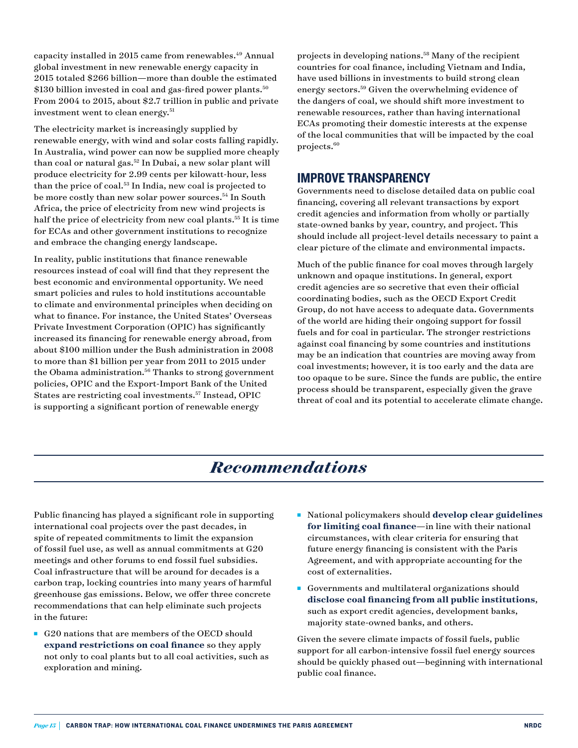capacity installed in 2015 came from renewables.[49] Annual global investment in new renewable energy capacity in 2015 totaled $266 billion—more than double the estimated $130 billion invested in coal and gas-fired power plants.[50] From 2004 to 2015, about $2.7 trillion in public and private investment went to clean energy.[51]

The electricity market is increasingly supplied by renewable energy, with wind and solar costs falling rapidly. In Australia, wind power can now be supplied more cheaply than coal or natural gas.[52] In Dubai, a new solar plant will produce electricity for 2.99 cents per kilowatt-hour, less than the price of coal.[53] In India, new coal is projected to be more costly than new solar power sources.[54] In South Africa, the price of electricity from new wind projects is half the price of electricity from new coal plants.[55] It is time for ECAs and other government institutions to recognize and embrace the changing energy landscape.

In reality, public institutions that finance renewable resources instead of coal will find that they represent the best economic and environmental opportunity. We need smart policies and rules to hold institutions accountable to climate and environmental principles when deciding on what to finance. For instance, the United States' Overseas Private Investment Corporation (OPIC) has significantly increased its financing for renewable energy abroad, from about $100 million under the Bush administration in 2008 to more than $1 billion per year from 2011 to 2015 under the Obama administration.[56] Thanks to strong government policies, OPIC and the Export-Import Bank of the United States are restricting coal investments.[57] Instead, OPIC is supporting a significant portion of renewable energy projects in developing nations.[58] Many of the recipient countries for coal finance, including Vietnam and India, have used billions in investments to build strong clean energy sectors.[59] Given the overwhelming evidence of the dangers of coal, we should shift more investment to renewable resources, rather than having international ECAs promoting their domestic interests at the expense of the local communities that will be impacted by the coal projects.[60]

## IMPROVE TRANSPARENCY

Governments need to disclose detailed data on public coal financing, covering all relevant transactions by export credit agencies and information from wholly or partially state-owned banks by year, country, and project. This should include all project-level details necessary to paint a clear picture of the climate and environmental impacts.

Much of the public finance for coal moves through largely unknown and opaque institutions. In general, export credit agencies are so secretive that even their official coordinating bodies, such as the OECD Export Credit Group, do not have access to adequate data. Governments of the world are hiding their ongoing support for fossil fuels and for coal in particular. The stronger restrictions against coal financing by some countries and institutions may be an indication that countries are moving away from coal investments; however, it is too early and the data are too opaque to be sure. Since the funds are public, the entire process should be transparent, especially given the grave threat of coal and its potential to accelerate climate change.

# *Recommendations*

Public financing has played a significant role in supporting international coal projects over the past decades, in spite of repeated commitments to limit the expansion of fossil fuel use, as well as annual commitments at G20 meetings and other forums to end fossil fuel subsidies. Coal infrastructure that will be around for decades is a carbon trap, locking countries into many years of harmful greenhouse gas emissions. Below, we offer three concrete recommendations that can help eliminate such projects in the future:

- G20 nations that are members of the OECD should **expand restrictions on coal finance** so they apply not only to coal plants but to all coal activities, such as exploration and mining.
- National policymakers should **develop clear guidelines for limiting coal finance**—in line with their national circumstances, with clear criteria for ensuring that future energy financing is consistent with the Paris Agreement, and with appropriate accounting for the cost of externalities.
- Governments and multilateral organizations should **disclose coal financing from all public institutions**, such as export credit agencies, development banks, majority state-owned banks, and others.

Given the severe climate impacts of fossil fuels, public support for all carbon-intensive fossil fuel energy sources should be quickly phased out—beginning with international public coal finance.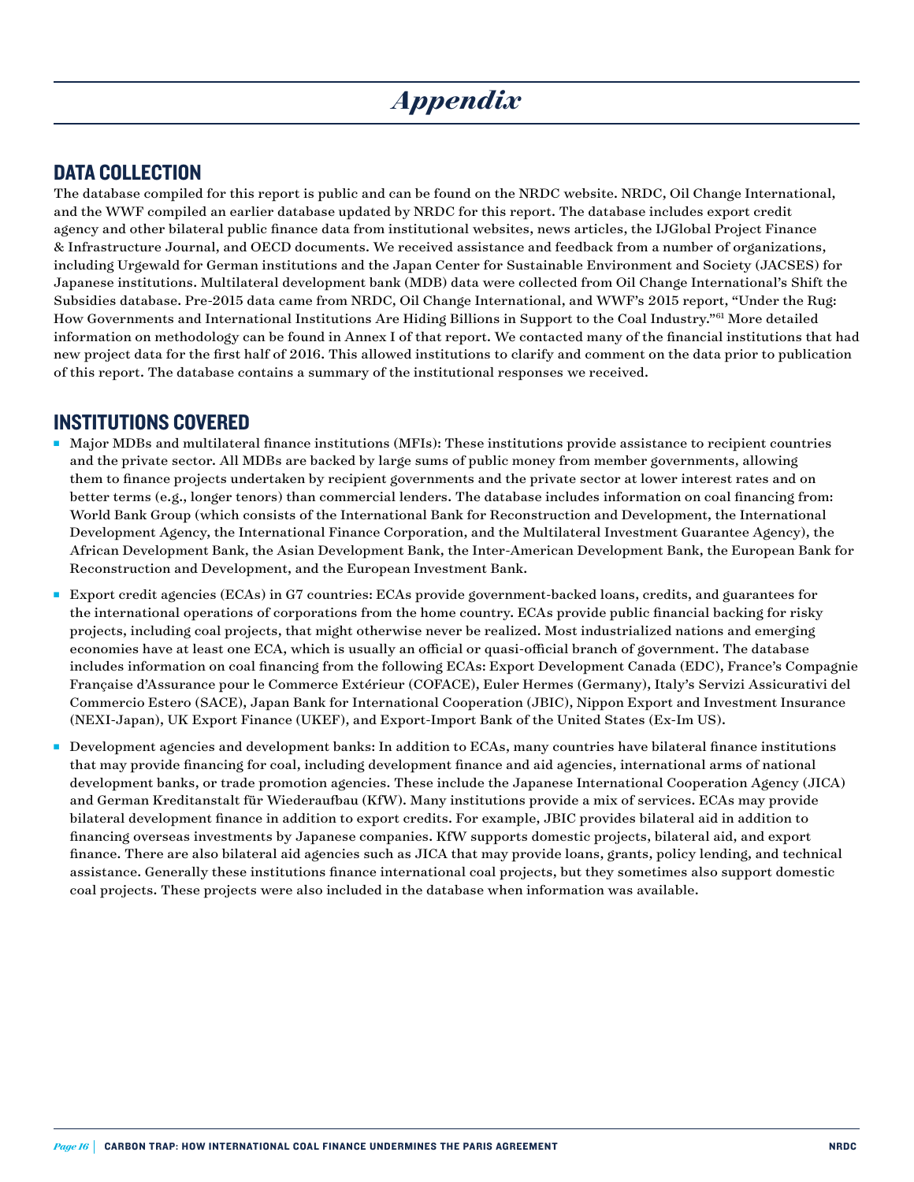# *Appendix*

## DATA COLLECTION

The database compiled for this report is public and can be found on the NRDC website. NRDC, Oil Change International, and the WWF compiled an earlier database updated by NRDC for this report. The database includes export credit agency and other bilateral public finance data from institutional websites, news articles, the IJGlobal Project Finance & Infrastructure Journal, and OECD documents. We received assistance and feedback from a number of organizations, including Urgewald for German institutions and the Japan Center for Sustainable Environment and Society (JACSES) for Japanese institutions. Multilateral development bank (MDB) data were collected from Oil Change International's Shift the Subsidies database. Pre-2015 data came from NRDC, Oil Change International, and WWF's 2015 report, "Under the Rug: How Governments and International Institutions Are Hiding Billions in Support to the Coal Industry."[61] More detailed information on methodology can be found in Annex I of that report. We contacted many of the financial institutions that had new project data for the first half of 2016. This allowed institutions to clarify and comment on the data prior to publication of this report. The database contains a summary of the institutional responses we received.

## INSTITUTIONS COVERED

- Major MDBs and multilateral finance institutions (MFIs): These institutions provide assistance to recipient countries and the private sector. All MDBs are backed by large sums of public money from member governments, allowing them to finance projects undertaken by recipient governments and the private sector at lower interest rates and on better terms (e.g., longer tenors) than commercial lenders. The database includes information on coal financing from: World Bank Group (which consists of the International Bank for Reconstruction and Development, the International Development Agency, the International Finance Corporation, and the Multilateral Investment Guarantee Agency), the African Development Bank, the Asian Development Bank, the Inter-American Development Bank, the European Bank for Reconstruction and Development, and the European Investment Bank.
- Export credit agencies (ECAs) in G7 countries: ECAs provide government-backed loans, credits, and guarantees for the international operations of corporations from the home country. ECAs provide public financial backing for risky projects, including coal projects, that might otherwise never be realized. Most industrialized nations and emerging economies have at least one ECA, which is usually an official or quasi-official branch of government. The database includes information on coal financing from the following ECAs: Export Development Canada (EDC), France's Compagnie Française d'Assurance pour le Commerce Extérieur (COFACE), Euler Hermes (Germany), Italy's Servizi Assicurativi del Commercio Estero (SACE), Japan Bank for International Cooperation (JBIC), Nippon Export and Investment Insurance (NEXI-Japan), UK Export Finance (UKEF), and Export-Import Bank of the United States (Ex-Im US).
- Development agencies and development banks: In addition to ECAs, many countries have bilateral finance institutions that may provide financing for coal, including development finance and aid agencies, international arms of national development banks, or trade promotion agencies. These include the Japanese International Cooperation Agency (JICA) and German Kreditanstalt für Wiederaufbau (KfW). Many institutions provide a mix of services. ECAs may provide bilateral development finance in addition to export credits. For example, JBIC provides bilateral aid in addition to financing overseas investments by Japanese companies. KfW supports domestic projects, bilateral aid, and export finance. There are also bilateral aid agencies such as JICA that may provide loans, grants, policy lending, and technical assistance. Generally these institutions finance international coal projects, but they sometimes also support domestic coal projects. These projects were also included in the database when information was available.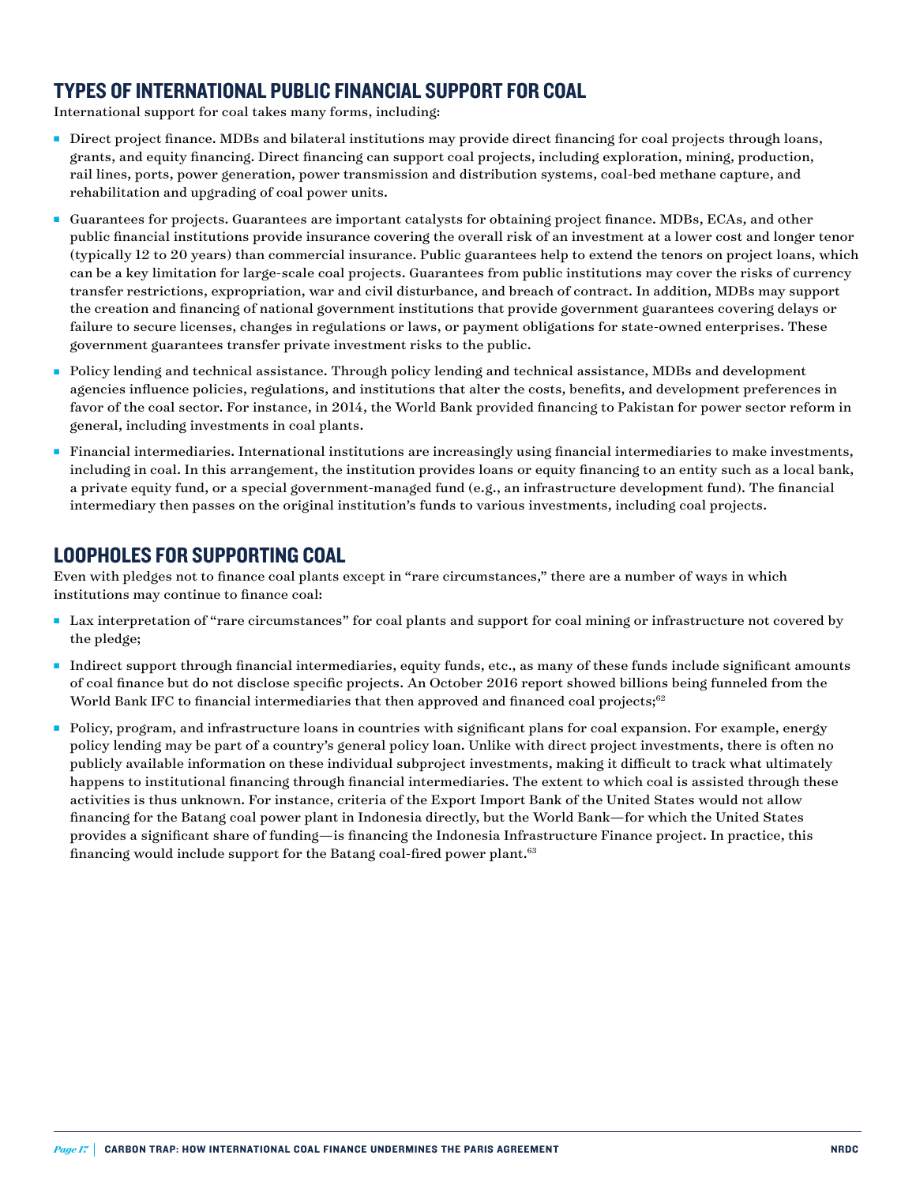## TYPES OF INTERNATIONAL PUBLIC FINANCIAL SUPPORT FOR COAL

International support for coal takes many forms, including:

- Direct project finance. MDBs and bilateral institutions may provide direct financing for coal projects through loans, grants, and equity financing. Direct financing can support coal projects, including exploration, mining, production, rail lines, ports, power generation, power transmission and distribution systems, coal-bed methane capture, and rehabilitation and upgrading of coal power units.
- Guarantees for projects. Guarantees are important catalysts for obtaining project finance. MDBs, ECAs, and other public financial institutions provide insurance covering the overall risk of an investment at a lower cost and longer tenor (typically 12 to 20 years) than commercial insurance. Public guarantees help to extend the tenors on project loans, which can be a key limitation for large-scale coal projects. Guarantees from public institutions may cover the risks of currency transfer restrictions, expropriation, war and civil disturbance, and breach of contract. In addition, MDBs may support the creation and financing of national government institutions that provide government guarantees covering delays or failure to secure licenses, changes in regulations or laws, or payment obligations for state-owned enterprises. These government guarantees transfer private investment risks to the public.
- Policy lending and technical assistance. Through policy lending and technical assistance, MDBs and development agencies influence policies, regulations, and institutions that alter the costs, benefits, and development preferences in favor of the coal sector. For instance, in 2014, the World Bank provided financing to Pakistan for power sector reform in general, including investments in coal plants.
- Financial intermediaries. International institutions are increasingly using financial intermediaries to make investments, including in coal. In this arrangement, the institution provides loans or equity financing to an entity such as a local bank, a private equity fund, or a special government-managed fund (e.g., an infrastructure development fund). The financial intermediary then passes on the original institution's funds to various investments, including coal projects.

## LOOPHOLES FOR SUPPORTING COAL

Even with pledges not to finance coal plants except in "rare circumstances," there are a number of ways in which institutions may continue to finance coal:

- Lax interpretation of "rare circumstances" for coal plants and support for coal mining or infrastructure not covered by the pledge;
- Indirect support through financial intermediaries, equity funds, etc., as many of these funds include significant amounts of coal finance but do not disclose specific projects. An October 2016 report showed billions being funneled from the World Bank IFC to financial intermediaries that then approved and financed coal projects;[62]
- Policy, program, and infrastructure loans in countries with significant plans for coal expansion. For example, energy policy lending may be part of a country's general policy loan. Unlike with direct project investments, there is often no publicly available information on these individual subproject investments, making it difficult to track what ultimately happens to institutional financing through financial intermediaries. The extent to which coal is assisted through these activities is thus unknown. For instance, criteria of the Export Import Bank of the United States would not allow financing for the Batang coal power plant in Indonesia directly, but the World Bank—for which the United States provides a significant share of funding—is financing the Indonesia Infrastructure Finance project. In practice, this financing would include support for the Batang coal-fired power plant.[63]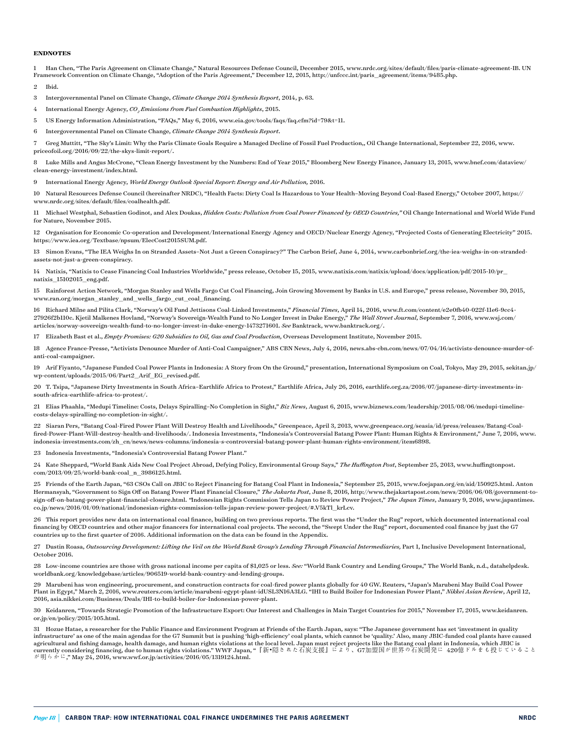## ENDNOTES

1 Han Chen, "The Paris Agreement on Climate Change," Natural Resources Defense Council, December 2015, www.nrdc.org/sites/default/files/paris-climate-agreement-IB. UN Framework Convention on Climate Change, "Adoption of the Paris Agreement," December 12, 2015, http://unfccc.int/paris_agreement/items/9485.php.

2 Ibid.

3 Intergovernmental Panel on Climate Change, *Climate Change 2014 Synthesis Report*, 2014, p. 63.

4 International Energy Agency, *$CO_2$ Emissions from Fuel Combustion Highlights*, 2015.

5 US Energy Information Administration, "FAQs," May 6, 2016, www.eia.gov/tools/faqs/faq.cfm?id=79&t=11.

6 Intergovernmental Panel on Climate Change, *Climate Change 2014 Synthesis Report*.

7 Greg Muttitt, "The Sky's Limit: Why the Paris Climate Goals Require a Managed Decline of Fossil Fuel Production,, Oil Change International, September 22, 2016, www.priceofoil.org/2016/09/22/the-skys-limit-report/.

8 Luke Mills and Angus McCrone, "Clean Energy Investment by the Numbers: End of Year 2015," Bloomberg New Energy Finance, January 13, 2015, www.bnef.com/dataview/clean-energy-investment/index.html.

9 International Energy Agency, *World Energy Outlook Special Report: Energy and Air Pollution,* 2016.

10 Natural Resources Defense Council (hereinafter NRDC), "Health Facts: Dirty Coal Is Hazardous to Your Health–Moving Beyond Coal-Based Energy," October 2007, https://www.nrdc.org/sites/default/files/coalhealth.pdf.

11 Michael Westphal, Sebastien Godinot, and Alex Doukas, *Hidden Costs: Pollution from Coal Power Financed by OECD Countries,"* Oil Change International and World Wide Fund for Nature, November 2015.

12 Organisation for Economic Co-operation and Development/International Energy Agency and OECD/Nuclear Energy Agency, "Projected Costs of Generating Electricity" 2015. https://www.iea.org/Textbase/npsum/ElecCost2015SUM.pdf.

13 Simon Evans, "The IEA Weighs In on Stranded Assets–Not Just a Green Conspiracy?" The Carbon Brief, June 4, 2014, www.carbonbrief.org/the-iea-weighs-in-on-stranded-assets-not-just-a-green-conspiracy.

14 Natixis, "Natixis to Cease Financing Coal Industries Worldwide," press release, October 15, 2015, www.natixis.com/natixis/upload/docs/application/pdf/2015-10/pr_natixis_15102015_eng.pdf.

15 Rainforest Action Network, "Morgan Stanley and Wells Fargo Cut Coal Financing, Join Growing Movement by Banks in U.S. and Europe," press release, November 30, 2015, www.ran.org/morgan_stanley_and_wells_fargo_cut_coal_financing.

16 Richard Milne and Pilita Clark, "Norway's Oil Fund Jettisons Coal-Linked Investments," *Financial Times*, April 14, 2016, www.ft.com/content/e2e0fb40-022f-11e6-9cc4-27926f2b110c. Kjetil Malkenes Hovland, "Norway's Sovereign-Wealth Fund to No Longer Invest in Duke Energy," *The Wall Street Journal*, September 7, 2016, www.wsj.com/articles/norway-sovereign-wealth-fund-to-no-longer-invest-in-duke-energy-1473271601. *See* Banktrack, www.banktrack.org/.

17 Elizabeth Bast et al., *Empty Promises: G20 Subsidies to Oil, Gas and Coal Production,* Overseas Development Institute, November 2015.

18 Agence France-Presse, "Activists Denounce Murder of Anti-Coal Campaigner," ABS CBN News, July 4, 2016, news.abs-cbn.com/news/07/04/16/activists-denounce-murder-of-anti-coal-campaigner.

19 Arif Fiyanto, "Japanese Funded Coal Power Plants in Indonesia: A Story from On the Ground," presentation, International Symposium on Coal, Tokyo, May 29, 2015, sekitan.jp/wp-content/uploads/2015/06/Part2_Arif_EG_revised.pdf.

20 T. Tsipa, "Japanese Dirty Investments in South Africa–Earthlife Africa to Protest," Earthlife Africa, July 26, 2016, earthlife.org.za/2016/07/japanese-dirty-investments-in-south-africa-earthlife-africa-to-protest/.

21 Elias Phaahla, "Medupi Timeline: Costs, Delays Spiralling–No Completion in Sight," *Biz News*, August 6, 2015, www.biznews.com/leadership/2015/08/06/medupi-timeline-costs-delays-spiralling-no-completion-in-sight/.

22 Siaran Pers, "Batang Coal-Fired Power Plant Will Destroy Health and Livelihoods," Greenpeace, April 3, 2013, www.greenpeace.org/seasia/id/press/releases/Batang-Coal-fired-Power-Plant-Will-destroy-health-and-livelihoods/. Indonesia Investments, "Indonesia's Controversial Batang Power Plant: Human Rights & Environment," June 7, 2016, www.indonesia-investments.com/zh_cn/news/news-columns/indonesia-s-controversial-batang-power-plant-human-rights-environment/item6898.

23 Indonesia Investments, "Indonesia's Controversial Batang Power Plant."

24 Kate Sheppard, "World Bank Aids New Coal Project Abroad, Defying Policy, Environmental Group Says," *The Huffington Post*, September 25, 2013, www.huffingtonpost.com/2013/09/25/world-bank-coal_n_3986125.html.

25 Friends of the Earth Japan, "63 CSOs Call on JBIC to Reject Financing for Batang Coal Plant in Indonesia," September 25, 2015, www.foejapan.org/en/aid/150925.html. Anton Hermansyah, "Government to Sign Off on Batang Power Plant Financial Closure," *The Jakarta Post*, June 8, 2016, http://www.thejakartapost.com/news/2016/06/08/government-to-sign-off-on-batang-power-plant-financial-closure.html. "Indonesian Rights Commission Tells Japan to Review Power Project," *The Japan Times*, January 9, 2016, www.japantimes.co.jp/news/2016/01/09/national/indonesian-rights-commission-tells-japan-review-power-project/#.V5kTl_krLcv.

26 This report provides new data on international coal finance, building on two previous reports. The first was the "Under the Rug" report, which documented international coal financing by OECD countries and other major financers for international coal projects. The second, the "Swept Under the Rug" report, documented coal finance by just the G7 countries up to the first quarter of 2016. Additional information on the data can be found in the Appendix.

27 Dustin Roasa, *Outsourcing Development: Lifting the Veil on the World Bank Group's Lending Through Financial Intermediaries,* Part 1, Inclusive Development International, October 2016.

28 Low-income countries are those with gross national income per capita of $1,025 or less. *See:* "World Bank Country and Lending Groups," The World Bank, n.d., datahelpdesk.worldbank.org/knowledgebase/articles/906519-world-bank-country-and-lending-groups.

29 Marubeni has won engineering, procurement, and construction contracts for coal-fired power plants globally for 40 GW. Reuters, "Japan's Marubeni May Build Coal Power Plant in Egypt," March 2, 2016, www.reuters.com/article/marubeni-egypt-plant-idUSL3N16A3LG. "IHI to Build Boiler for Indonesian Power Plant," *Nikkei Asian Review*, April 12, 2016, asia.nikkei.com/Business/Deals/IHI-to-build-boiler-for-Indonesian-power-plant.

30 Keidanren, "Towards Strategic Promotion of the Infrastructure Export: Our Interest and Challenges in Main Target Countries for 2015," November 17, 2015, www.keidanren.or.jp/en/policy/2015/105.html.

31 Hozue Hatae, a researcher for the Public Finance and Environment Program at Friends of the Earth Japan, says: "The Japanese government has set 'investment in quality infrastructure' as one of the main agendas for the G7 Summit but is pushing 'high-efficiency' coal plants, which cannot be 'quality.' Also, many JBIC-funded coal plants have caused agricultural and fishing damage, health damage, and human rights violations at the local level. Japan must reject projects like the Batang coal plant in Indonesia, which JBIC is currently considering financing, due to human rights violations." WWF Japan, "『新•隠された石炭支援』により、G7加盟国が世界の石炭開発に 420億ドルをも投じていることが明らかに," May 24, 2016, www.wwf.or.jp/activities/2016/05/1319124.html.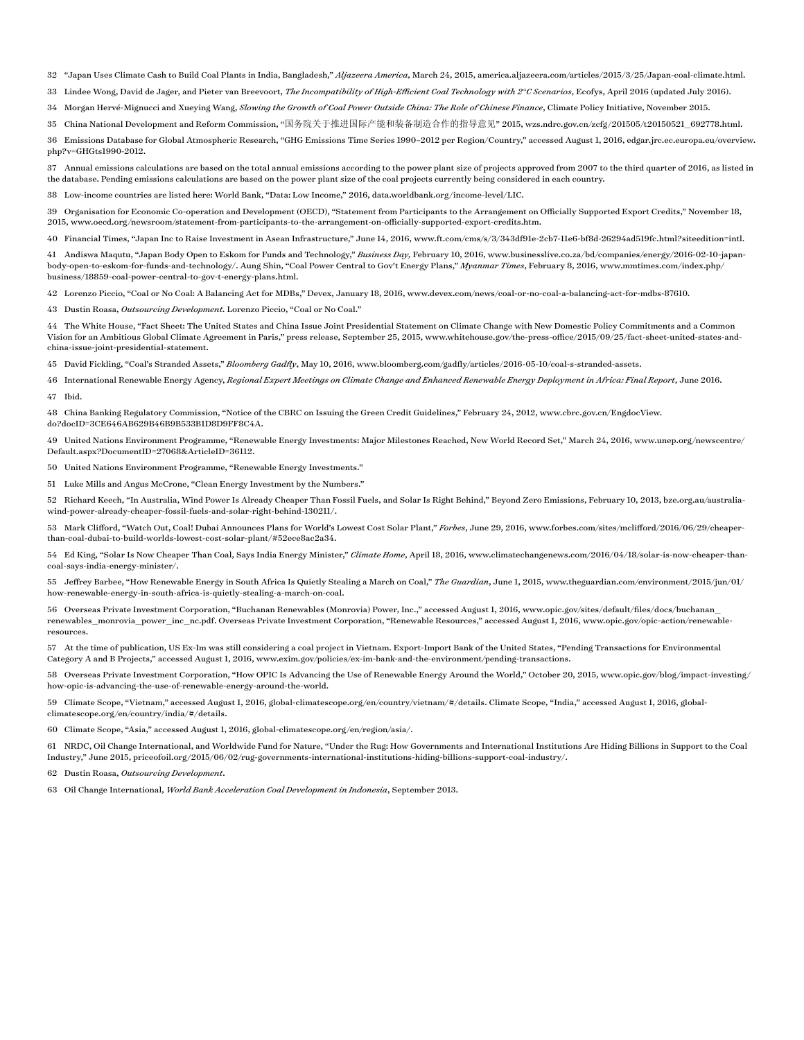32 "Japan Uses Climate Cash to Build Coal Plants in India, Bangladesh," *Aljazeera America*, March 24, 2015, america.aljazeera.com/articles/2015/3/25/Japan-coal-climate.html.

33 Lindee Wong, David de Jager, and Pieter van Breevoort, *The Incompatibility of High-Efficient Coal Technology with 2°C Scenarios*, Ecofys, April 2016 (updated July 2016).

34 Morgan Hervé-Mignucci and Xueying Wang, *Slowing the Growth of Coal Power Outside China: The Role of Chinese Finance*, Climate Policy Initiative, November 2015.

35 China National Development and Reform Commission, "国务院关于推进国际产能和装备制造合作的指导意见" 2015, wzs.ndrc.gov.cn/zcfg/201505/t20150521_692778.html.

36 Emissions Database for Global Atmospheric Research, "GHG Emissions Time Series 1990–2012 per Region/Country," accessed August 1, 2016, edgar.jrc.ec.europa.eu/overview.php?v=GHGts1990-2012.

37 Annual emissions calculations are based on the total annual emissions according to the power plant size of projects approved from 2007 to the third quarter of 2016, as listed in the database. Pending emissions calculations are based on the power plant size of the coal projects currently being considered in each country.

38 Low-income countries are listed here: World Bank, "Data: Low Income," 2016, data.worldbank.org/income-level/LIC.

39 Organisation for Economic Co-operation and Development (OECD), "Statement from Participants to the Arrangement on Officially Supported Export Credits," November 18, 2015, www.oecd.org/newsroom/statement-from-participants-to-the-arrangement-on-officially-supported-export-credits.htm.

40 Financial Times, "Japan Inc to Raise Investment in Asean Infrastructure," June 14, 2016, www.ft.com/cms/s/3/343df91e-2cb7-11e6-bf8d-26294ad519fc.html?siteedition=intl.

41 Andiswa Maqutu, "Japan Body Open to Eskom for Funds and Technology," *Business Day,* February 10, 2016, www.businesslive.co.za/bd/companies/energy/2016-02-10-japan-body-open-to-eskom-for-funds-and-technology/. Aung Shin, "Coal Power Central to Gov't Energy Plans," *Myanmar Times*, February 8, 2016, www.mmtimes.com/index.php/business/18859-coal-power-central-to-gov-t-energy-plans.html.

42 Lorenzo Piccio, "Coal or No Coal: A Balancing Act for MDBs," Devex, January 18, 2016, www.devex.com/news/coal-or-no-coal-a-balancing-act-for-mdbs-87610.

43 Dustin Roasa, *Outsourcing Development*. Lorenzo Piccio, "Coal or No Coal."

44 The White House, "Fact Sheet: The United States and China Issue Joint Presidential Statement on Climate Change with New Domestic Policy Commitments and a Common Vision for an Ambitious Global Climate Agreement in Paris," press release, September 25, 2015, www.whitehouse.gov/the-press-office/2015/09/25/fact-sheet-united-states-and-china-issue-joint-presidential-statement.

45 David Fickling, "Coal's Stranded Assets," *Bloomberg Gadfly*, May 10, 2016, www.bloomberg.com/gadfly/articles/2016-05-10/coal-s-stranded-assets.

46 International Renewable Energy Agency, *Regional Expert Meetings on Climate Change and Enhanced Renewable Energy Deployment in Africa: Final Report*, June 2016.

47 Ibid.

48 China Banking Regulatory Commission, "Notice of the CBRC on Issuing the Green Credit Guidelines," February 24, 2012, www.cbrc.gov.cn/EngdocView.do?docID=3CE646AB629B46B9B533B1D8D9FF8C4A.

49 United Nations Environment Programme, "Renewable Energy Investments: Major Milestones Reached, New World Record Set," March 24, 2016, www.unep.org/newscentre/Default.aspx?DocumentID=27068&ArticleID=36112.

50 United Nations Environment Programme, "Renewable Energy Investments."

51 Luke Mills and Angus McCrone, "Clean Energy Investment by the Numbers."

52 Richard Keech, "In Australia, Wind Power Is Already Cheaper Than Fossil Fuels, and Solar Is Right Behind," Beyond Zero Emissions, February 10, 2013, bze.org.au/australia-wind-power-already-cheaper-fossil-fuels-and-solar-right-behind-130211/.

53 Mark Clifford, "Watch Out, Coal! Dubai Announces Plans for World's Lowest Cost Solar Plant," *Forbes*, June 29, 2016, www.forbes.com/sites/mclifford/2016/06/29/cheaper-than-coal-dubai-to-build-worlds-lowest-cost-solar-plant/#52ece8ac2a34.

54 Ed King, "Solar Is Now Cheaper Than Coal, Says India Energy Minister," *Climate Home*, April 18, 2016, www.climatechangenews.com/2016/04/18/solar-is-now-cheaper-than-coal-says-india-energy-minister/.

55 Jeffrey Barbee, "How Renewable Energy in South Africa Is Quietly Stealing a March on Coal," *The Guardian*, June 1, 2015, www.theguardian.com/environment/2015/jun/01/how-renewable-energy-in-south-africa-is-quietly-stealing-a-march-on-coal.

56 Overseas Private Investment Corporation, "Buchanan Renewables (Monrovia) Power, Inc.," accessed August 1, 2016, www.opic.gov/sites/default/files/docs/buchanan_renewables_monrovia_power_inc_nc.pdf. Overseas Private Investment Corporation, "Renewable Resources," accessed August 1, 2016, www.opic.gov/opic-action/renewable-resources.

57 At the time of publication, US Ex-Im was still considering a coal project in Vietnam. Export-Import Bank of the United States, "Pending Transactions for Environmental Category A and B Projects," accessed August 1, 2016, www.exim.gov/policies/ex-im-bank-and-the-environment/pending-transactions.

58 Overseas Private Investment Corporation, "How OPIC Is Advancing the Use of Renewable Energy Around the World," October 20, 2015, www.opic.gov/blog/impact-investing/how-opic-is-advancing-the-use-of-renewable-energy-around-the-world.

59 Climate Scope, "Vietnam," accessed August 1, 2016, global-climatescope.org/en/country/vietnam/#/details. Climate Scope, "India," accessed August 1, 2016, global-climatescope.org/en/country/india/#/details.

60 Climate Scope, "Asia," accessed August 1, 2016, global-climatescope.org/en/region/asia/.

61 NRDC, Oil Change International, and Worldwide Fund for Nature, "Under the Rug: How Governments and International Institutions Are Hiding Billions in Support to the Coal Industry," June 2015, priceofoil.org/2015/06/02/rug-governments-international-institutions-hiding-billions-support-coal-industry/.

62 Dustin Roasa, *Outsourcing Development*.

63 Oil Change International, *World Bank Acceleration Coal Development in Indonesia*, September 2013.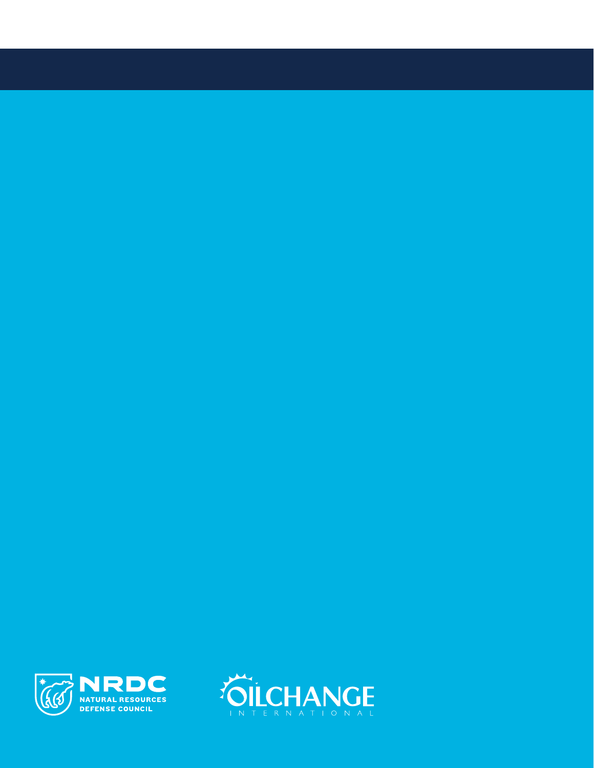NRDC

NATURAL RESOURCES DEFENSE COUNCIL

OILCHANGE INTERNATIONAL